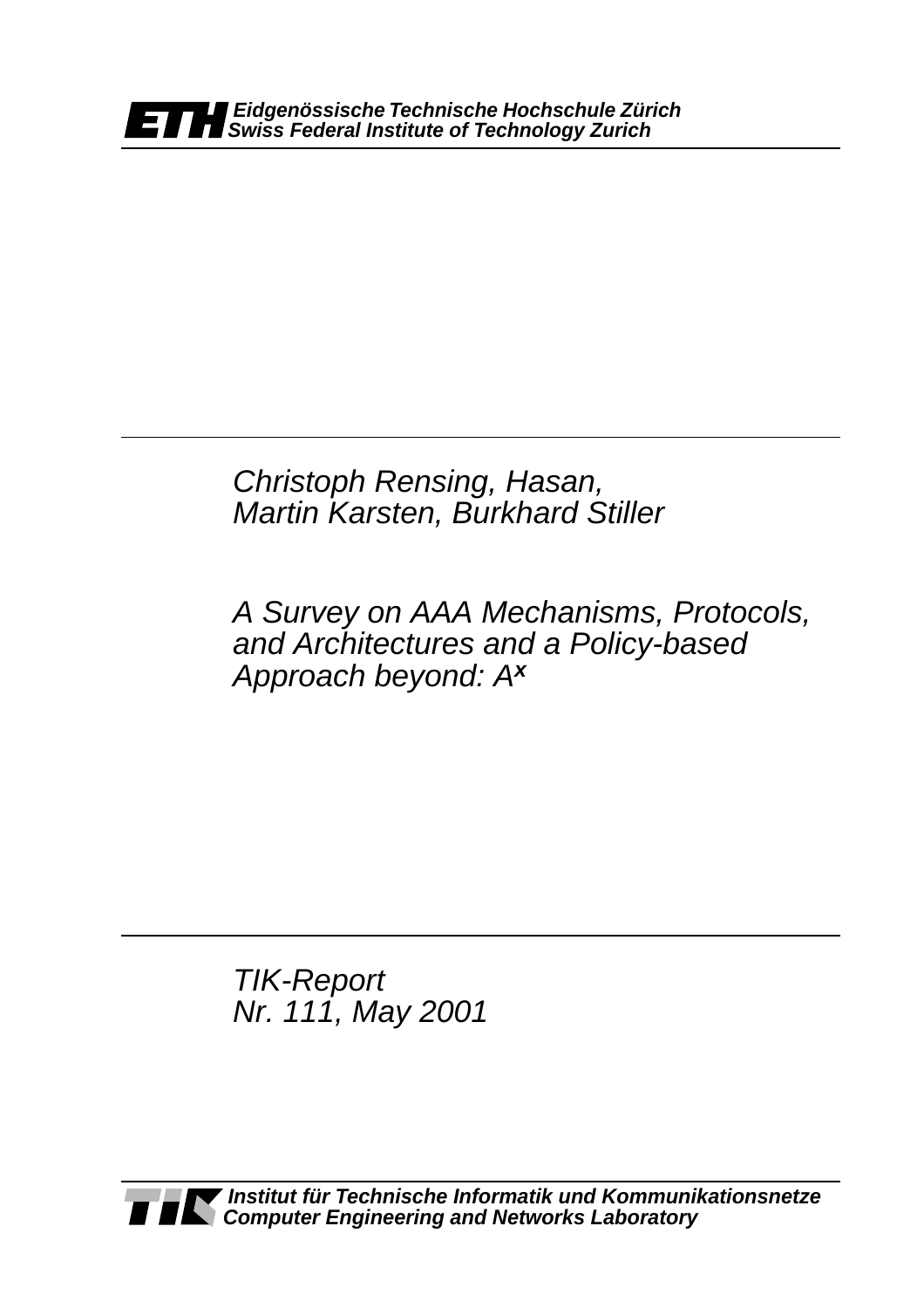**Eidgenössische Technische Hochschule Zürich**
**Swiss Federal Institute of Technology Zurich**

*Christoph Rensing, Hasan,*
*Martin Karsten, Burkhard Stiller*

# *A Survey on AAA Mechanisms, Protocols, and Architectures and a Policy-based Approach beyond: $A^x$*

*TIK-Report*
*Nr. 111, May 2001*

**Institut für Technische Informatik und Kommunikationsnetze**
**Computer Engineering and Networks Laboratory**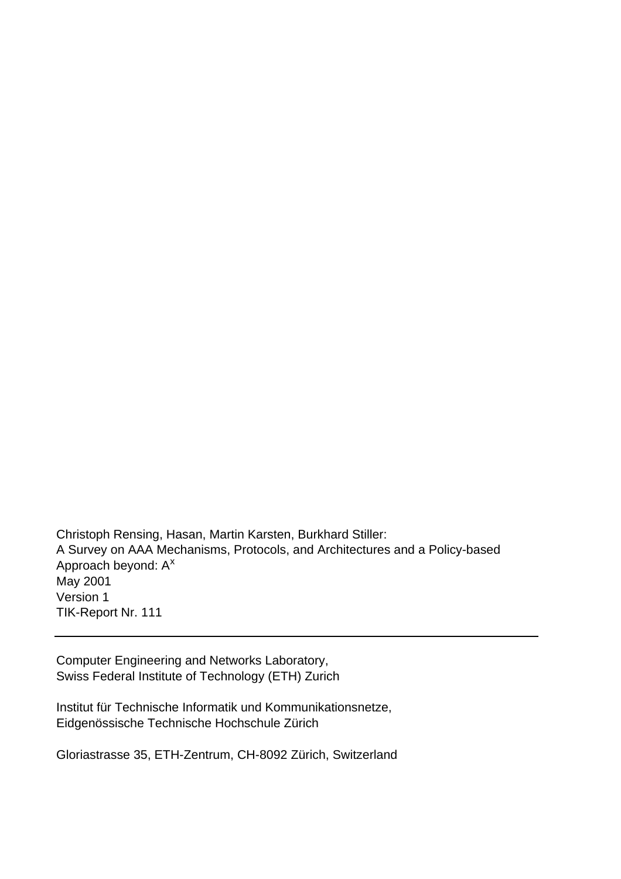Christoph Rensing, Hasan, Martin Karsten, Burkhard Stiller:
A Survey on AAA Mechanisms, Protocols, and Architectures and a Policy-based Approach beyond: $A^x$
May 2001
Version 1
TIK-Report Nr. 111

---

Computer Engineering and Networks Laboratory,
Swiss Federal Institute of Technology (ETH) Zurich

Institut für Technische Informatik und Kommunikationsnetze,
Eidgenössische Technische Hochschule Zürich

Gloriastrasse 35, ETH-Zentrum, CH-8092 Zürich, Switzerland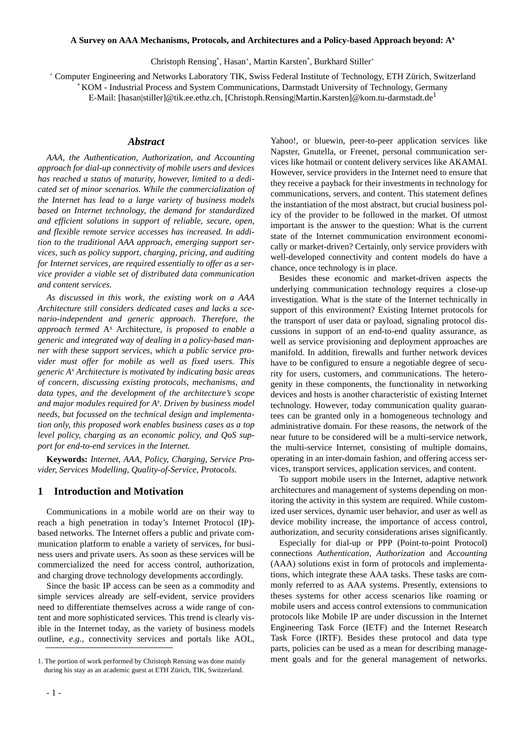### A Survey on AAA Mechanisms, Protocols, and Architectures and a Policy-based Approach beyond: $A^x$

Christoph Rensing*, Hasan+, Martin Karsten*, Burkhard Stiller+

+ Computer Engineering and Networks Laboratory TIK, Swiss Federal Institute of Technology, ETH Zürich, Switzerland
* KOM - Industrial Process and System Communications, Darmstadt University of Technology, Germany
E-Mail: [hasan|stiller]@tik.ee.ethz.ch, [Christoph.Rensing|Martin.Karsten]@kom.tu-darmstadt.de[1]

## *Abstract*

*AAA, the Authentication, Authorization, and Accounting approach for dial-up connectivity of mobile users and devices has reached a status of maturity, however, limited to a dedicated set of minor scenarios. While the commercialization of the Internet has lead to a large variety of business models based on Internet technology, the demand for standardized and efficient solutions in support of reliable, secure, open, and flexible remote service accesses has increased. In addition to the traditional AAA approach, emerging support services, such as policy support, charging, pricing, and auditing for Internet services, are required essentially to offer as a service provider a viable set of distributed data communication and content services.*

*As discussed in this work, the existing work on a AAA Architecture still considers dedicated cases and lacks a scenario-independent and generic approach. Therefore, the approach termed* $A^x$ Architecture*, is proposed to enable a generic and integrated way of dealing in a policy-based manner with these support services, which a public service provider must offer for mobile as well as fixed users. This generic* $A^x$ *Architecture is motivated by indicating basic areas of concern, discussing existing protocols, mechanisms, and data types, and the development of the architecture's scope and major modules required for* $A^x$*. Driven by business model needs, but focussed on the technical design and implementation only, this proposed work enables business cases as a top level policy, charging as an economic policy, and QoS support for end-to-end services in the Internet.*

**Keywords:** *Internet, AAA, Policy, Charging, Service Provider, Services Modelling, Quality-of-Service, Protocols.*

## 1 Introduction and Motivation

Communications in a mobile world are on their way to reach a high penetration in today's Internet Protocol (IP)-based networks. The Internet offers a public and private communication platform to enable a variety of services, for business users and private users. As soon as these services will be commercialized the need for access control, authorization, and charging drove technology developments accordingly.

Since the basic IP access can be seen as a commodity and simple services already are self-evident, service providers need to differentiate themselves across a wide range of content and more sophisticated services. This trend is clearly visible in the Internet today, as the variety of business models outline, *e.g.*, connectivity services and portals like AOL, Yahoo!, or bluewin, peer-to-peer application services like Napster, Gnutella, or Freenet, personal communication services like hotmail or content delivery services like AKAMAI. However, service providers in the Internet need to ensure that they receive a payback for their investments in technology for communications, servers, and content. This statement defines the instantiation of the most abstract, but crucial business policy of the provider to be followed in the market. Of utmost important is the answer to the question: What is the current state of the Internet communication environment economically or market-driven? Certainly, only service providers with well-developed connectivity and content models do have a chance, once technology is in place.

Besides these economic and market-driven aspects the underlying communication technology requires a close-up investigation. What is the state of the Internet technically in support of this environment? Existing Internet protocols for the transport of user data or payload, signaling protocol discussions in support of an end-to-end quality assurance, as well as service provisioning and deployment approaches are manifold. In addition, firewalls and further network devices have to be configured to ensure a negotiable degree of security for users, customers, and communications. The heterogenity in these components, the functionality in networking devices and hosts is another characteristic of existing Internet technology. However, today communication quality guarantees can be granted only in a homogeneous technology and administrative domain. For these reasons, the network of the near future to be considered will be a multi-service network, the multi-service Internet, consisting of multiple domains, operating in an inter-domain fashion, and offering access services, transport services, application services, and content.

To support mobile users in the Internet, adaptive network architectures and management of systems depending on monitoring the activity in this system are required. While customized user services, dynamic user behavior, and user as well as device mobility increase, the importance of access control, authorization, and security considerations arises significantly.

Especially for dial-up or PPP (Point-to-point Protocol) connections *Authentication*, *Authorization* and *Accounting* (AAA) solutions exist in form of protocols and implementations, which integrate these AAA tasks. These tasks are commonly referred to as AAA systems. Presently, extensions to theses systems for other access scenarios like roaming or mobile users and access control extensions to communication protocols like Mobile IP are under discussion in the Internet Engineering Task Force (IETF) and the Internet Research Task Force (IRTF). Besides these protocol and data type parts, policies can be used as a mean for describing management goals and for the general management of networks.

1. The portion of work performed by Christoph Rensing was done mainly during his stay as an academic guest at ETH Zürich, TIK, Switzerland.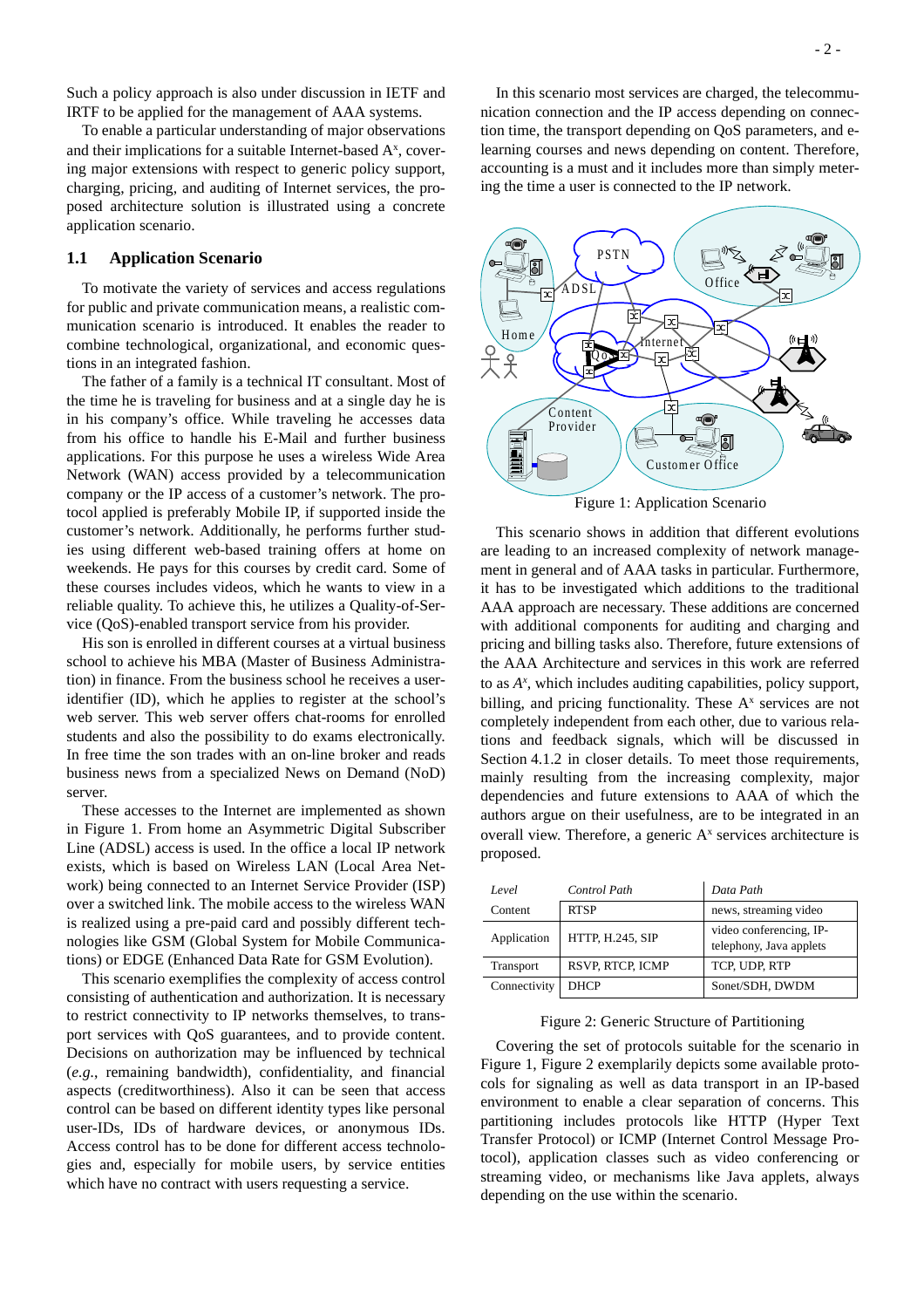Such a policy approach is also under discussion in IETF and IRTF to be applied for the management of AAA systems.

To enable a particular understanding of major observations and their implications for a suitable Internet-based $A^x$, covering major extensions with respect to generic policy support, charging, pricing, and auditing of Internet services, the proposed architecture solution is illustrated using a concrete application scenario.

## 1.1 Application Scenario

To motivate the variety of services and access regulations for public and private communication means, a realistic communication scenario is introduced. It enables the reader to combine technological, organizational, and economic questions in an integrated fashion.

The father of a family is a technical IT consultant. Most of the time he is traveling for business and at a single day he is in his company's office. While traveling he accesses data from his office to handle his E-Mail and further business applications. For this purpose he uses a wireless Wide Area Network (WAN) access provided by a telecommunication company or the IP access of a customer's network. The protocol applied is preferably Mobile IP, if supported inside the customer's network. Additionally, he performs further studies using different web-based training offers at home on weekends. He pays for this courses by credit card. Some of these courses includes videos, which he wants to view in a reliable quality. To achieve this, he utilizes a Quality-of-Service (QoS)-enabled transport service from his provider.

His son is enrolled in different courses at a virtual business school to achieve his MBA (Master of Business Administration) in finance. From the business school he receives a user-identifier (ID), which he applies to register at the school's web server. This web server offers chat-rooms for enrolled students and also the possibility to do exams electronically. In free time the son trades with an on-line broker and reads business news from a specialized News on Demand (NoD) server.

These accesses to the Internet are implemented as shown in Figure 1. From home an Asymmetric Digital Subscriber Line (ADSL) access is used. In the office a local IP network exists, which is based on Wireless LAN (Local Area Network) being connected to an Internet Service Provider (ISP) over a switched link. The mobile access to the wireless WAN is realized using a pre-paid card and possibly different technologies like GSM (Global System for Mobile Communications) or EDGE (Enhanced Data Rate for GSM Evolution).

This scenario exemplifies the complexity of access control consisting of authentication and authorization. It is necessary to restrict connectivity to IP networks themselves, to transport services with QoS guarantees, and to provide content. Decisions on authorization may be influenced by technical (*e.g.*, remaining bandwidth), confidentiality, and financial aspects (creditworthiness). Also it can be seen that access control can be based on different identity types like personal user-IDs, IDs of hardware devices, or anonymous IDs. Access control has to be done for different access technologies and, especially for mobile users, by service entities which have no contract with users requesting a service.

In this scenario most services are charged, the telecommunication connection and the IP access depending on connection time, the transport depending on QoS parameters, and e-learning courses and news depending on content. Therefore, accounting is a must and it includes more than simply metering the time a user is connected to the IP network.

Figure 1: Application Scenario

This scenario shows in addition that different evolutions are leading to an increased complexity of network management in general and of AAA tasks in particular. Furthermore, it has to be investigated which additions to the traditional AAA approach are necessary. These additions are concerned with additional components for auditing and charging and pricing and billing tasks also. Therefore, future extensions of the AAA Architecture and services in this work are referred to as $A^x$, which includes auditing capabilities, policy support, billing, and pricing functionality. These $A^x$ services are not completely independent from each other, due to various relations and feedback signals, which will be discussed in Section 4.1.2 in closer details. To meet those requirements, mainly resulting from the increasing complexity, major dependencies and future extensions to AAA of which the authors argue on their usefulness, are to be integrated in an overall view. Therefore, a generic $A^x$ services architecture is proposed.

| *Level* | *Control Path* | *Data Path* |
|---|---|---|
| Content | RTSP | news, streaming video |
| Application | HTTP, H.245, SIP | video conferencing, IP-telephony, Java applets |
| Transport | RSVP, RTCP, ICMP | TCP, UDP, RTP |
| Connectivity | DHCP | Sonet/SDH, DWDM |

Figure 2: Generic Structure of Partitioning

Covering the set of protocols suitable for the scenario in Figure 1, Figure 2 exemplarily depicts some available protocols for signaling as well as data transport in an IP-based environment to enable a clear separation of concerns. This partitioning includes protocols like HTTP (Hyper Text Transfer Protocol) or ICMP (Internet Control Message Protocol), application classes such as video conferencing or streaming video, or mechanisms like Java applets, always depending on the use within the scenario.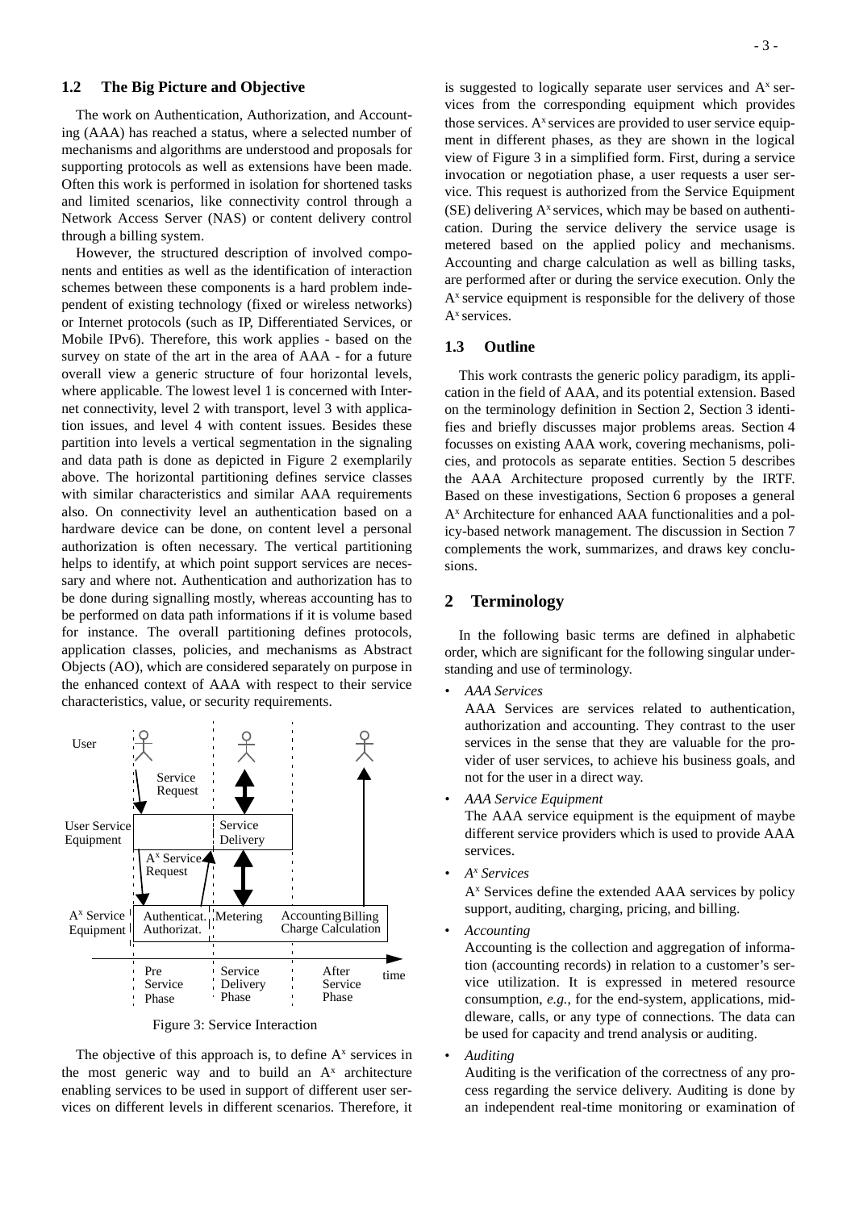## 1.2 The Big Picture and Objective

The work on Authentication, Authorization, and Accounting (AAA) has reached a status, where a selected number of mechanisms and algorithms are understood and proposals for supporting protocols as well as extensions have been made. Often this work is performed in isolation for shortened tasks and limited scenarios, like connectivity control through a Network Access Server (NAS) or content delivery control through a billing system.

However, the structured description of involved components and entities as well as the identification of interaction schemes between these components is a hard problem independent of existing technology (fixed or wireless networks) or Internet protocols (such as IP, Differentiated Services, or Mobile IPv6). Therefore, this work applies - based on the survey on state of the art in the area of AAA - for a future overall view a generic structure of four horizontal levels, where applicable. The lowest level 1 is concerned with Internet connectivity, level 2 with transport, level 3 with application issues, and level 4 with content issues. Besides these partition into levels a vertical segmentation in the signaling and data path is done as depicted in Figure 2 exemplarily above. The horizontal partitioning defines service classes with similar characteristics and similar AAA requirements also. On connectivity level an authentication based on a hardware device can be done, on content level a personal authorization is often necessary. The vertical partitioning helps to identify, at which point support services are necessary and where not. Authentication and authorization has to be done during signalling mostly, whereas accounting has to be performed on data path informations if it is volume based for instance. The overall partitioning defines protocols, application classes, policies, and mechanisms as Abstract Objects (AO), which are considered separately on purpose in the enhanced context of AAA with respect to their service characteristics, value, or security requirements.

Figure 3: Service Interaction

The objective of this approach is, to define $A^x$ services in the most generic way and to build an $A^x$ architecture enabling services to be used in support of different user services on different levels in different scenarios. Therefore, it is suggested to logically separate user services and $A^x$ services from the corresponding equipment which provides those services. $A^x$ services are provided to user service equipment in different phases, as they are shown in the logical view of Figure 3 in a simplified form. First, during a service invocation or negotiation phase, a user requests a user service. This request is authorized from the Service Equipment (SE) delivering $A^x$ services, which may be based on authentication. During the service delivery the service usage is metered based on the applied policy and mechanisms. Accounting and charge calculation as well as billing tasks, are performed after or during the service execution. Only the $A^x$ service equipment is responsible for the delivery of those $A^x$ services.

## 1.3 Outline

This work contrasts the generic policy paradigm, its application in the field of AAA, and its potential extension. Based on the terminology definition in Section 2, Section 3 identifies and briefly discusses major problems areas. Section 4 focusses on existing AAA work, covering mechanisms, policies, and protocols as separate entities. Section 5 describes the AAA Architecture proposed currently by the IRTF. Based on these investigations, Section 6 proposes a general $A^x$ Architecture for enhanced AAA functionalities and a policy-based network management. The discussion in Section 7 complements the work, summarizes, and draws key conclusions.

# 2 Terminology

In the following basic terms are defined in alphabetic order, which are significant for the following singular understanding and use of terminology.

- *AAA Services*
  AAA Services are services related to authentication, authorization and accounting. They contrast to the user services in the sense that they are valuable for the provider of user services, to achieve his business goals, and not for the user in a direct way.
- *AAA Service Equipment*
  The AAA service equipment is the equipment of maybe different service providers which is used to provide AAA services.
- *$A^x$ Services*
  $A^x$ Services define the extended AAA services by policy support, auditing, charging, pricing, and billing.
- *Accounting*
  Accounting is the collection and aggregation of information (accounting records) in relation to a customer's service utilization. It is expressed in metered resource consumption, *e.g.*, for the end-system, applications, middleware, calls, or any type of connections. The data can be used for capacity and trend analysis or auditing.
- *Auditing*
  Auditing is the verification of the correctness of any process regarding the service delivery. Auditing is done by an independent real-time monitoring or examination of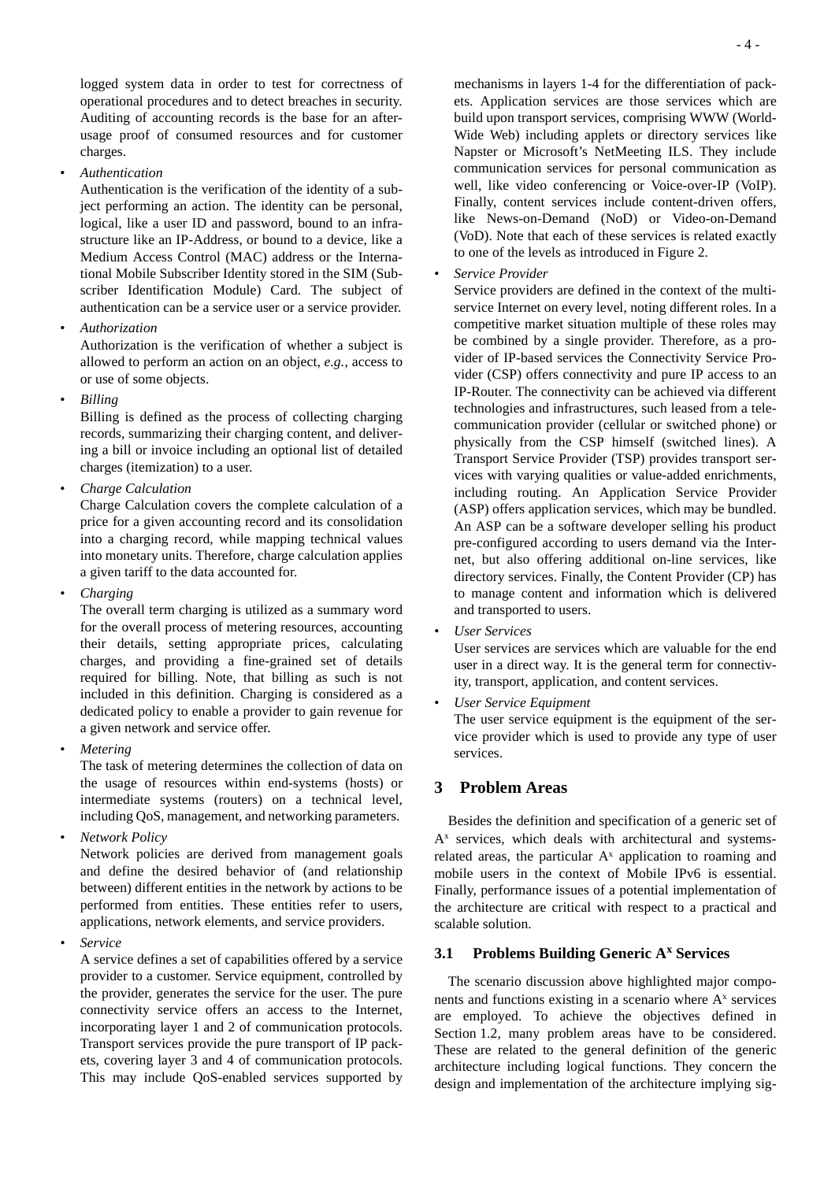logged system data in order to test for correctness of operational procedures and to detect breaches in security. Auditing of accounting records is the base for an after-usage proof of consumed resources and for customer charges.

- *Authentication*
  Authentication is the verification of the identity of a subject performing an action. The identity can be personal, logical, like a user ID and password, bound to an infrastructure like an IP-Address, or bound to a device, like a Medium Access Control (MAC) address or the International Mobile Subscriber Identity stored in the SIM (Subscriber Identification Module) Card. The subject of authentication can be a service user or a service provider.
- *Authorization*
  Authorization is the verification of whether a subject is allowed to perform an action on an object, *e.g.*, access to or use of some objects.
- *Billing*
  Billing is defined as the process of collecting charging records, summarizing their charging content, and delivering a bill or invoice including an optional list of detailed charges (itemization) to a user.
- *Charge Calculation*
  Charge Calculation covers the complete calculation of a price for a given accounting record and its consolidation into a charging record, while mapping technical values into monetary units. Therefore, charge calculation applies a given tariff to the data accounted for.
- *Charging*
  The overall term charging is utilized as a summary word for the overall process of metering resources, accounting their details, setting appropriate prices, calculating charges, and providing a fine-grained set of details required for billing. Note, that billing as such is not included in this definition. Charging is considered as a dedicated policy to enable a provider to gain revenue for a given network and service offer.
- *Metering*
  The task of metering determines the collection of data on the usage of resources within end-systems (hosts) or intermediate systems (routers) on a technical level, including QoS, management, and networking parameters.
- *Network Policy*
  Network policies are derived from management goals and define the desired behavior of (and relationship between) different entities in the network by actions to be performed from entities. These entities refer to users, applications, network elements, and service providers.
- *Service*
  A service defines a set of capabilities offered by a service provider to a customer. Service equipment, controlled by the provider, generates the service for the user. The pure connectivity service offers an access to the Internet, incorporating layer 1 and 2 of communication protocols. Transport services provide the pure transport of IP packets, covering layer 3 and 4 of communication protocols. This may include QoS-enabled services supported by mechanisms in layers 1-4 for the differentiation of packets. Application services are those services which are build upon transport services, comprising WWW (World-Wide Web) including applets or directory services like Napster or Microsoft's NetMeeting ILS. They include communication services for personal communication as well, like video conferencing or Voice-over-IP (VoIP). Finally, content services include content-driven offers, like News-on-Demand (NoD) or Video-on-Demand (VoD). Note that each of these services is related exactly to one of the levels as introduced in Figure 2.
- *Service Provider*
  Service providers are defined in the context of the multi-service Internet on every level, noting different roles. In a competitive market situation multiple of these roles may be combined by a single provider. Therefore, as a provider of IP-based services the Connectivity Service Provider (CSP) offers connectivity and pure IP access to an IP-Router. The connectivity can be achieved via different technologies and infrastructures, such leased from a telecommunication provider (cellular or switched phone) or physically from the CSP himself (switched lines). A Transport Service Provider (TSP) provides transport services with varying qualities or value-added enrichments, including routing. An Application Service Provider (ASP) offers application services, which may be bundled. An ASP can be a software developer selling his product pre-configured according to users demand via the Internet, but also offering additional on-line services, like directory services. Finally, the Content Provider (CP) has to manage content and information which is delivered and transported to users.
- *User Services*
  User services are services which are valuable for the end user in a direct way. It is the general term for connectivity, transport, application, and content services.
- *User Service Equipment*
  The user service equipment is the equipment of the service provider which is used to provide any type of user services.

## 3 Problem Areas

Besides the definition and specification of a generic set of $A^x$ services, which deals with architectural and systems-related areas, the particular $A^x$ application to roaming and mobile users in the context of Mobile IPv6 is essential. Finally, performance issues of a potential implementation of the architecture are critical with respect to a practical and scalable solution.

### 3.1 Problems Building Generic $A^x$ Services

The scenario discussion above highlighted major components and functions existing in a scenario where $A^x$ services are employed. To achieve the objectives defined in Section 1.2, many problem areas have to be considered. These are related to the general definition of the generic architecture including logical functions. They concern the design and implementation of the architecture implying sig-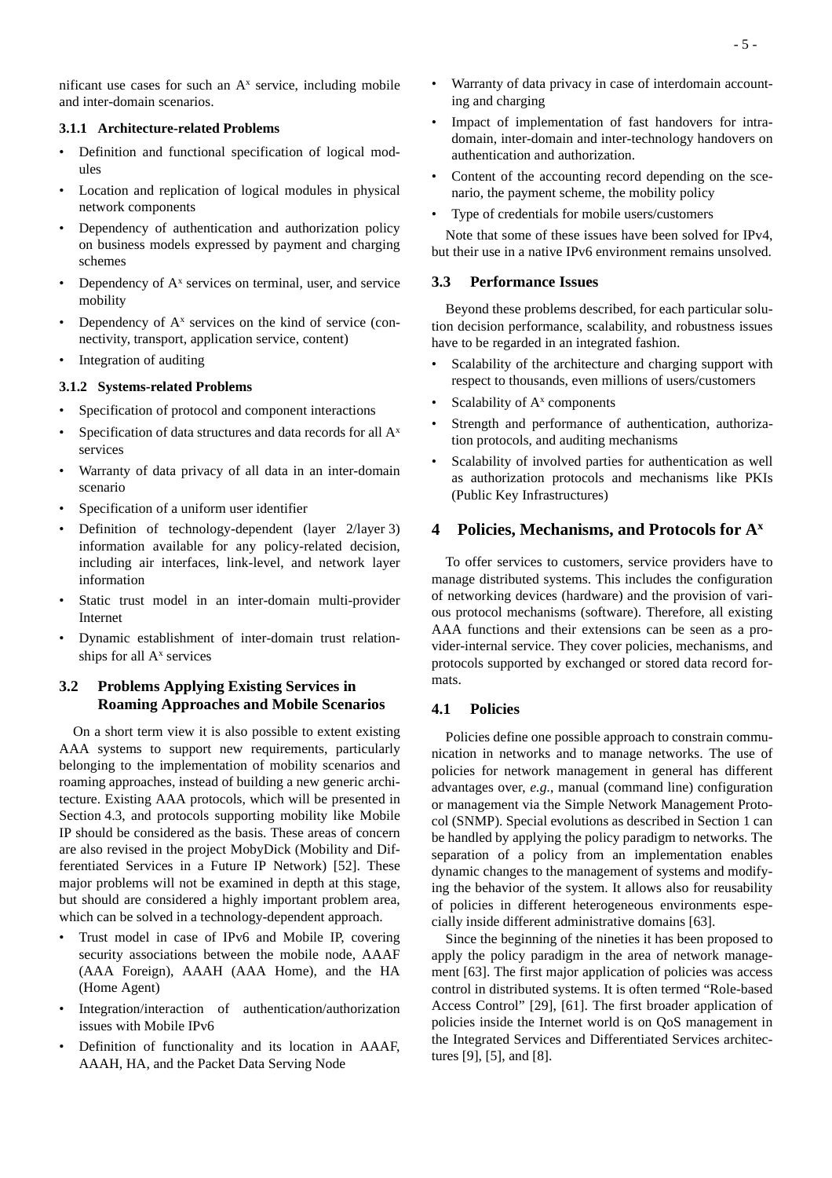nificant use cases for such an $A^x$ service, including mobile and inter-domain scenarios.

### 3.1.1 Architecture-related Problems

- Definition and functional specification of logical modules
- Location and replication of logical modules in physical network components
- Dependency of authentication and authorization policy on business models expressed by payment and charging schemes
- Dependency of $A^x$ services on terminal, user, and service mobility
- Dependency of $A^x$ services on the kind of service (connectivity, transport, application service, content)
- Integration of auditing

### 3.1.2 Systems-related Problems

- Specification of protocol and component interactions
- Specification of data structures and data records for all $A^x$ services
- Warranty of data privacy of all data in an inter-domain scenario
- Specification of a uniform user identifier
- Definition of technology-dependent (layer 2/layer 3) information available for any policy-related decision, including air interfaces, link-level, and network layer information
- Static trust model in an inter-domain multi-provider Internet
- Dynamic establishment of inter-domain trust relationships for all $A^x$ services

## 3.2 Problems Applying Existing Services in Roaming Approaches and Mobile Scenarios

On a short term view it is also possible to extent existing AAA systems to support new requirements, particularly belonging to the implementation of mobility scenarios and roaming approaches, instead of building a new generic architecture. Existing AAA protocols, which will be presented in Section 4.3, and protocols supporting mobility like Mobile IP should be considered as the basis. These areas of concern are also revised in the project MobyDick (Mobility and Differentiated Services in a Future IP Network) [52]. These major problems will not be examined in depth at this stage, but should are considered a highly important problem area, which can be solved in a technology-dependent approach.

- Trust model in case of IPv6 and Mobile IP, covering security associations between the mobile node, AAAF (AAA Foreign), AAAH (AAA Home), and the HA (Home Agent)
- Integration/interaction of authentication/authorization issues with Mobile IPv6
- Definition of functionality and its location in AAAF, AAAH, HA, and the Packet Data Serving Node
- Warranty of data privacy in case of interdomain accounting and charging
- Impact of implementation of fast handovers for intra-domain, inter-domain and inter-technology handovers on authentication and authorization.
- Content of the accounting record depending on the scenario, the payment scheme, the mobility policy
- Type of credentials for mobile users/customers

Note that some of these issues have been solved for IPv4, but their use in a native IPv6 environment remains unsolved.

## 3.3 Performance Issues

Beyond these problems described, for each particular solution decision performance, scalability, and robustness issues have to be regarded in an integrated fashion.

- Scalability of the architecture and charging support with respect to thousands, even millions of users/customers
- Scalability of $A^x$ components
- Strength and performance of authentication, authorization protocols, and auditing mechanisms
- Scalability of involved parties for authentication as well as authorization protocols and mechanisms like PKIs (Public Key Infrastructures)

# 4 Policies, Mechanisms, and Protocols for $A^x$

To offer services to customers, service providers have to manage distributed systems. This includes the configuration of networking devices (hardware) and the provision of various protocol mechanisms (software). Therefore, all existing AAA functions and their extensions can be seen as a provider-internal service. They cover policies, mechanisms, and protocols supported by exchanged or stored data record formats.

## 4.1 Policies

Policies define one possible approach to constrain communication in networks and to manage networks. The use of policies for network management in general has different advantages over, *e.g.*, manual (command line) configuration or management via the Simple Network Management Protocol (SNMP). Special evolutions as described in Section 1 can be handled by applying the policy paradigm to networks. The separation of a policy from an implementation enables dynamic changes to the management of systems and modifying the behavior of the system. It allows also for reusability of policies in different heterogeneous environments especially inside different administrative domains [63].

Since the beginning of the nineties it has been proposed to apply the policy paradigm in the area of network management [63]. The first major application of policies was access control in distributed systems. It is often termed "Role-based Access Control" [29], [61]. The first broader application of policies inside the Internet world is on QoS management in the Integrated Services and Differentiated Services architectures [9], [5], and [8].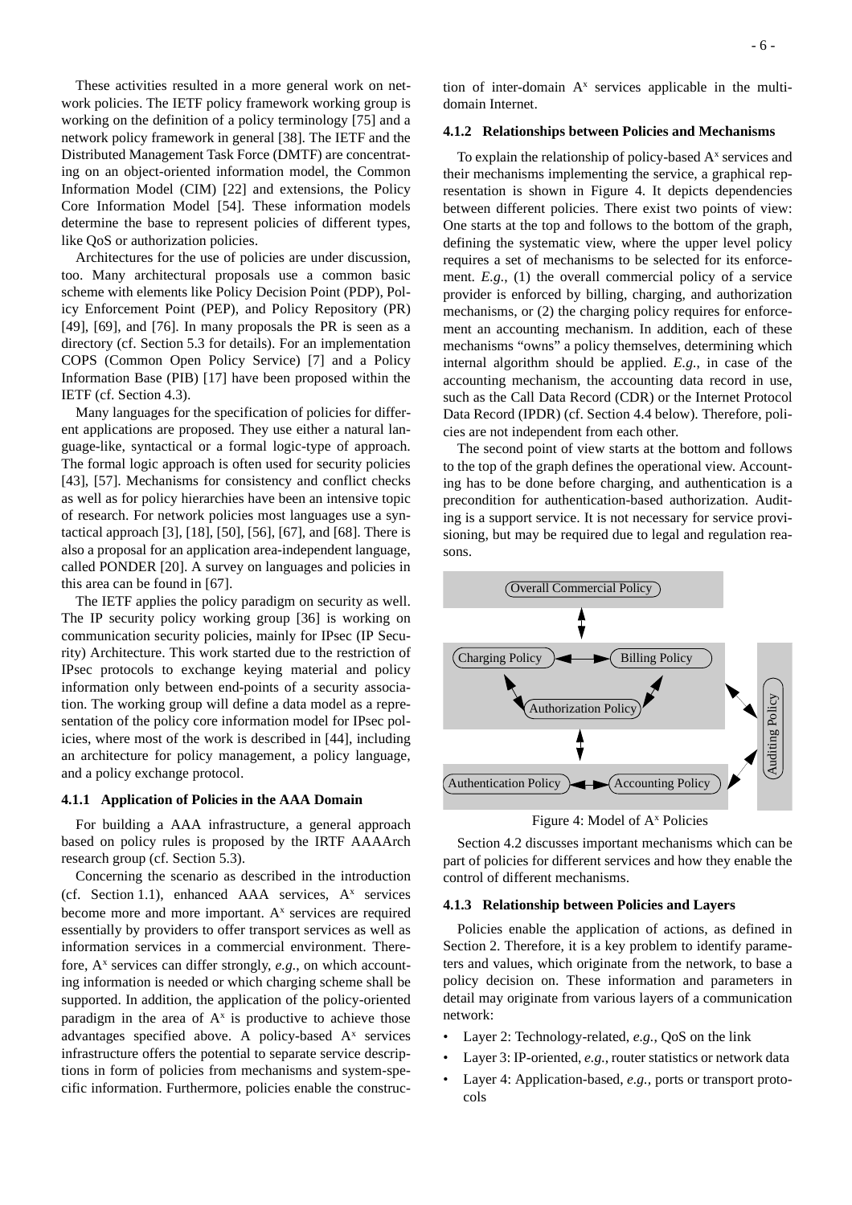These activities resulted in a more general work on network policies. The IETF policy framework working group is working on the definition of a policy terminology [75] and a network policy framework in general [38]. The IETF and the Distributed Management Task Force (DMTF) are concentrating on an object-oriented information model, the Common Information Model (CIM) [22] and extensions, the Policy Core Information Model [54]. These information models determine the base to represent policies of different types, like QoS or authorization policies.

Architectures for the use of policies are under discussion, too. Many architectural proposals use a common basic scheme with elements like Policy Decision Point (PDP), Policy Enforcement Point (PEP), and Policy Repository (PR) [49], [69], and [76]. In many proposals the PR is seen as a directory (cf. Section 5.3 for details). For an implementation COPS (Common Open Policy Service) [7] and a Policy Information Base (PIB) [17] have been proposed within the IETF (cf. Section 4.3).

Many languages for the specification of policies for different applications are proposed. They use either a natural language-like, syntactical or a formal logic-type of approach. The formal logic approach is often used for security policies [43], [57]. Mechanisms for consistency and conflict checks as well as for policy hierarchies have been an intensive topic of research. For network policies most languages use a syntactical approach [3], [18], [50], [56], [67], and [68]. There is also a proposal for an application area-independent language, called PONDER [20]. A survey on languages and policies in this area can be found in [67].

The IETF applies the policy paradigm on security as well. The IP security policy working group [36] is working on communication security policies, mainly for IPsec (IP Security) Architecture. This work started due to the restriction of IPsec protocols to exchange keying material and policy information only between end-points of a security association. The working group will define a data model as a representation of the policy core information model for IPsec policies, where most of the work is described in [44], including an architecture for policy management, a policy language, and a policy exchange protocol.

#### 4.1.1 Application of Policies in the AAA Domain

For building a AAA infrastructure, a general approach based on policy rules is proposed by the IRTF AAAArch research group (cf. Section 5.3).

Concerning the scenario as described in the introduction (cf. Section 1.1), enhanced AAA services, $A^x$ services become more and more important. $A^x$ services are required essentially by providers to offer transport services as well as information services in a commercial environment. Therefore, $A^x$ services can differ strongly, *e.g.*, on which accounting information is needed or which charging scheme shall be supported. In addition, the application of the policy-oriented paradigm in the area of $A^x$ is productive to achieve those advantages specified above. A policy-based $A^x$ services infrastructure offers the potential to separate service descriptions in form of policies from mechanisms and system-specific information. Furthermore, policies enable the construction of inter-domain $A^x$ services applicable in the multi-domain Internet.

#### 4.1.2 Relationships between Policies and Mechanisms

To explain the relationship of policy-based $A^x$ services and their mechanisms implementing the service, a graphical representation is shown in Figure 4. It depicts dependencies between different policies. There exist two points of view: One starts at the top and follows to the bottom of the graph, defining the systematic view, where the upper level policy requires a set of mechanisms to be selected for its enforcement. *E.g.*, (1) the overall commercial policy of a service provider is enforced by billing, charging, and authorization mechanisms, or (2) the charging policy requires for enforcement an accounting mechanism. In addition, each of these mechanisms "owns" a policy themselves, determining which internal algorithm should be applied. *E.g.*, in case of the accounting mechanism, the accounting data record in use, such as the Call Data Record (CDR) or the Internet Protocol Data Record (IPDR) (cf. Section 4.4 below). Therefore, policies are not independent from each other.

The second point of view starts at the bottom and follows to the top of the graph defines the operational view. Accounting has to be done before charging, and authentication is a precondition for authentication-based authorization. Auditing is a support service. It is not necessary for service provisioning, but may be required due to legal and regulation reasons.

Overall Commercial Policy
Charging Policy
Billing Policy
Authorization Policy
Auditing Policy
Authentication Policy
Accounting Policy

Figure 4: Model of $A^x$ Policies

Section 4.2 discusses important mechanisms which can be part of policies for different services and how they enable the control of different mechanisms.

#### 4.1.3 Relationship between Policies and Layers

Policies enable the application of actions, as defined in Section 2. Therefore, it is a key problem to identify parameters and values, which originate from the network, to base a policy decision on. These information and parameters in detail may originate from various layers of a communication network:

- Layer 2: Technology-related, *e.g.*, QoS on the link
- Layer 3: IP-oriented, *e.g.*, router statistics or network data
- Layer 4: Application-based, *e.g.*, ports or transport protocols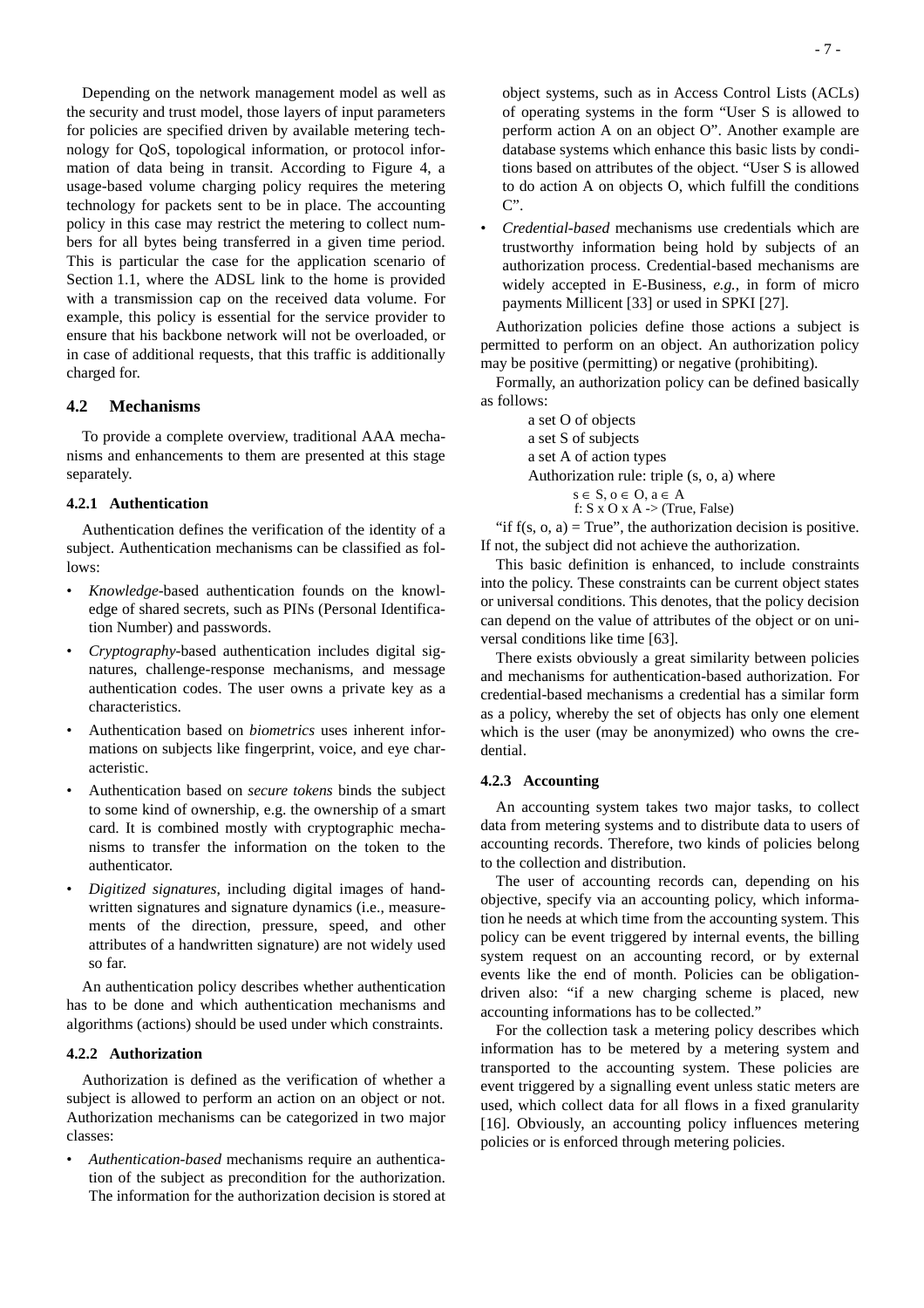Depending on the network management model as well as the security and trust model, those layers of input parameters for policies are specified driven by available metering technology for QoS, topological information, or protocol information of data being in transit. According to Figure 4, a usage-based volume charging policy requires the metering technology for packets sent to be in place. The accounting policy in this case may restrict the metering to collect numbers for all bytes being transferred in a given time period. This is particular the case for the application scenario of Section 1.1, where the ADSL link to the home is provided with a transmission cap on the received data volume. For example, this policy is essential for the service provider to ensure that his backbone network will not be overloaded, or in case of additional requests, that this traffic is additionally charged for.

### 4.2 Mechanisms

To provide a complete overview, traditional AAA mechanisms and enhancements to them are presented at this stage separately.

#### 4.2.1 Authentication

Authentication defines the verification of the identity of a subject. Authentication mechanisms can be classified as follows:

- *Knowledge*-based authentication founds on the knowledge of shared secrets, such as PINs (Personal Identification Number) and passwords.
- *Cryptography*-based authentication includes digital signatures, challenge-response mechanisms, and message authentication codes. The user owns a private key as a characteristics.
- Authentication based on *biometrics* uses inherent informations on subjects like fingerprint, voice, and eye characteristic.
- Authentication based on *secure tokens* binds the subject to some kind of ownership, e.g. the ownership of a smart card. It is combined mostly with cryptographic mechanisms to transfer the information on the token to the authenticator.
- *Digitized signatures*, including digital images of handwritten signatures and signature dynamics (i.e., measurements of the direction, pressure, speed, and other attributes of a handwritten signature) are not widely used so far.

An authentication policy describes whether authentication has to be done and which authentication mechanisms and algorithms (actions) should be used under which constraints.

#### 4.2.2 Authorization

Authorization is defined as the verification of whether a subject is allowed to perform an action on an object or not. Authorization mechanisms can be categorized in two major classes:

- *Authentication-based* mechanisms require an authentication of the subject as precondition for the authorization. The information for the authorization decision is stored at object systems, such as in Access Control Lists (ACLs) of operating systems in the form "User S is allowed to perform action A on an object O". Another example are database systems which enhance this basic lists by conditions based on attributes of the object. "User S is allowed to do action A on objects O, which fulfill the conditions C".
- *Credential-based* mechanisms use credentials which are trustworthy information being hold by subjects of an authorization process. Credential-based mechanisms are widely accepted in E-Business, *e.g.*, in form of micro payments Millicent [33] or used in SPKI [27].

Authorization policies define those actions a subject is permitted to perform on an object. An authorization policy may be positive (permitting) or negative (prohibiting).

Formally, an authorization policy can be defined basically as follows:

a set O of objects
a set S of subjects
a set A of action types
Authorization rule: triple (s, o, a) where
$s \in S, o \in O, a \in A$
$f: S \times O \times A \rightarrow (True, False)$

"if f(s, o, a) = True", the authorization decision is positive. If not, the subject did not achieve the authorization.

This basic definition is enhanced, to include constraints into the policy. These constraints can be current object states or universal conditions. This denotes, that the policy decision can depend on the value of attributes of the object or on universal conditions like time [63].

There exists obviously a great similarity between policies and mechanisms for authentication-based authorization. For credential-based mechanisms a credential has a similar form as a policy, whereby the set of objects has only one element which is the user (may be anonymized) who owns the credential.

#### 4.2.3 Accounting

An accounting system takes two major tasks, to collect data from metering systems and to distribute data to users of accounting records. Therefore, two kinds of policies belong to the collection and distribution.

The user of accounting records can, depending on his objective, specify via an accounting policy, which information he needs at which time from the accounting system. This policy can be event triggered by internal events, the billing system request on an accounting record, or by external events like the end of month. Policies can be obligation-driven also: "if a new charging scheme is placed, new accounting informations has to be collected."

For the collection task a metering policy describes which information has to be metered by a metering system and transported to the accounting system. These policies are event triggered by a signalling event unless static meters are used, which collect data for all flows in a fixed granularity [16]. Obviously, an accounting policy influences metering policies or is enforced through metering policies.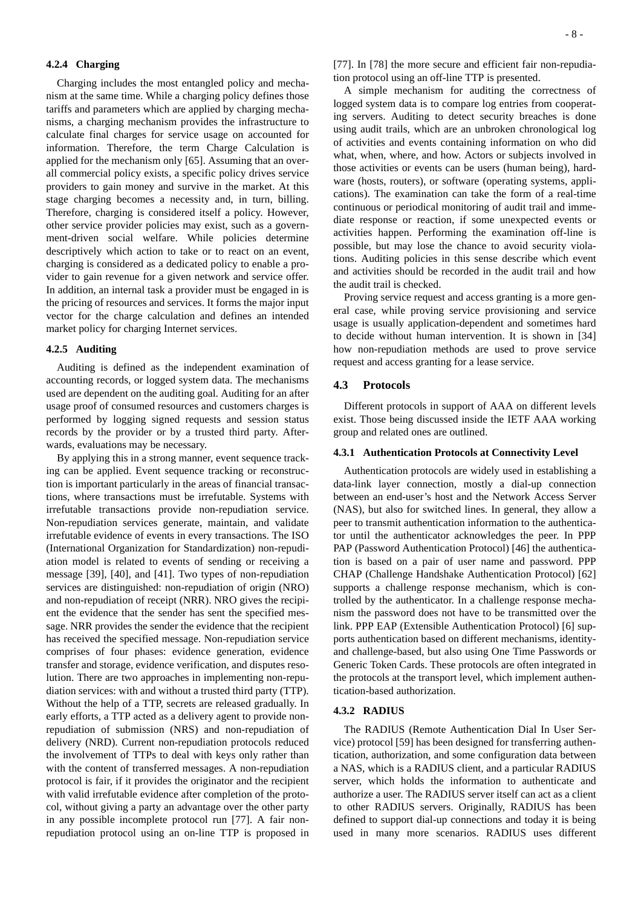#### 4.2.4 Charging

Charging includes the most entangled policy and mechanism at the same time. While a charging policy defines those tariffs and parameters which are applied by charging mechanisms, a charging mechanism provides the infrastructure to calculate final charges for service usage on accounted for information. Therefore, the term Charge Calculation is applied for the mechanism only [65]. Assuming that an overall commercial policy exists, a specific policy drives service providers to gain money and survive in the market. At this stage charging becomes a necessity and, in turn, billing. Therefore, charging is considered itself a policy. However, other service provider policies may exist, such as a government-driven social welfare. While policies determine descriptively which action to take or to react on an event, charging is considered as a dedicated policy to enable a provider to gain revenue for a given network and service offer. In addition, an internal task a provider must be engaged in is the pricing of resources and services. It forms the major input vector for the charge calculation and defines an intended market policy for charging Internet services.

#### 4.2.5 Auditing

Auditing is defined as the independent examination of accounting records, or logged system data. The mechanisms used are dependent on the auditing goal. Auditing for an after usage proof of consumed resources and customers charges is performed by logging signed requests and session status records by the provider or by a trusted third party. Afterwards, evaluations may be necessary.

By applying this in a strong manner, event sequence tracking can be applied. Event sequence tracking or reconstruction is important particularly in the areas of financial transactions, where transactions must be irrefutable. Systems with irrefutable transactions provide non-repudiation service. Non-repudiation services generate, maintain, and validate irrefutable evidence of events in every transactions. The ISO (International Organization for Standardization) non-repudiation model is related to events of sending or receiving a message [39], [40], and [41]. Two types of non-repudiation services are distinguished: non-repudiation of origin (NRO) and non-repudiation of receipt (NRR). NRO gives the recipient the evidence that the sender has sent the specified message. NRR provides the sender the evidence that the recipient has received the specified message. Non-repudiation service comprises of four phases: evidence generation, evidence transfer and storage, evidence verification, and disputes resolution. There are two approaches in implementing non-repudiation services: with and without a trusted third party (TTP). Without the help of a TTP, secrets are released gradually. In early efforts, a TTP acted as a delivery agent to provide non-repudiation of submission (NRS) and non-repudiation of delivery (NRD). Current non-repudiation protocols reduced the involvement of TTPs to deal with keys only rather than with the content of transferred messages. A non-repudiation protocol is fair, if it provides the originator and the recipient with valid irrefutable evidence after completion of the protocol, without giving a party an advantage over the other party in any possible incomplete protocol run [77]. A fair non-repudiation protocol using an on-line TTP is proposed in [77]. In [78] the more secure and efficient fair non-repudiation protocol using an off-line TTP is presented.

A simple mechanism for auditing the correctness of logged system data is to compare log entries from cooperating servers. Auditing to detect security breaches is done using audit trails, which are an unbroken chronological log of activities and events containing information on who did what, when, where, and how. Actors or subjects involved in those activities or events can be users (human being), hardware (hosts, routers), or software (operating systems, applications). The examination can take the form of a real-time continuous or periodical monitoring of audit trail and immediate response or reaction, if some unexpected events or activities happen. Performing the examination off-line is possible, but may lose the chance to avoid security violations. Auditing policies in this sense describe which event and activities should be recorded in the audit trail and how the audit trail is checked.

Proving service request and access granting is a more general case, while proving service provisioning and service usage is usually application-dependent and sometimes hard to decide without human intervention. It is shown in [34] how non-repudiation methods are used to prove service request and access granting for a lease service.

### 4.3 Protocols

Different protocols in support of AAA on different levels exist. Those being discussed inside the IETF AAA working group and related ones are outlined.

#### 4.3.1 Authentication Protocols at Connectivity Level

Authentication protocols are widely used in establishing a data-link layer connection, mostly a dial-up connection between an end-user's host and the Network Access Server (NAS), but also for switched lines. In general, they allow a peer to transmit authentication information to the authenticator until the authenticator acknowledges the peer. In PPP PAP (Password Authentication Protocol) [46] the authentication is based on a pair of user name and password. PPP CHAP (Challenge Handshake Authentication Protocol) [62] supports a challenge response mechanism, which is controlled by the authenticator. In a challenge response mechanism the password does not have to be transmitted over the link. PPP EAP (Extensible Authentication Protocol) [6] supports authentication based on different mechanisms, identity- and challenge-based, but also using One Time Passwords or Generic Token Cards. These protocols are often integrated in the protocols at the transport level, which implement authentication-based authorization.

#### 4.3.2 RADIUS

The RADIUS (Remote Authentication Dial In User Service) protocol [59] has been designed for transferring authentication, authorization, and some configuration data between a NAS, which is a RADIUS client, and a particular RADIUS server, which holds the information to authenticate and authorize a user. The RADIUS server itself can act as a client to other RADIUS servers. Originally, RADIUS has been defined to support dial-up connections and today it is being used in many more scenarios. RADIUS uses different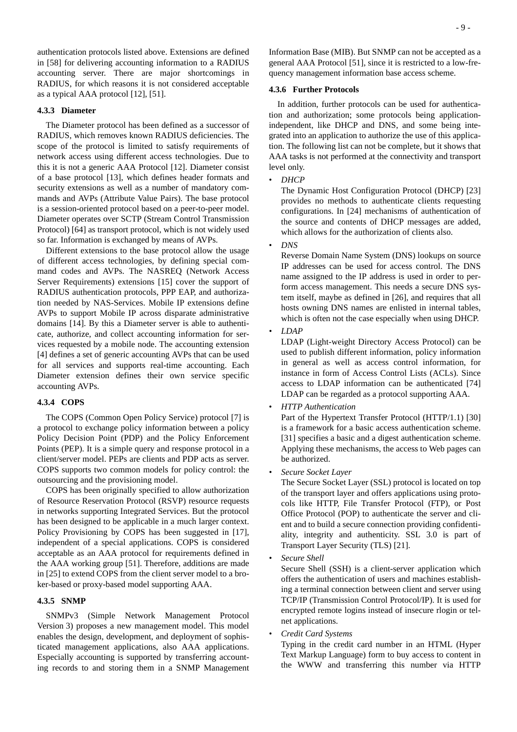authentication protocols listed above. Extensions are defined in [58] for delivering accounting information to a RADIUS accounting server. There are major shortcomings in RADIUS, for which reasons it is not considered acceptable as a typical AAA protocol [12], [51].

### 4.3.3 Diameter

The Diameter protocol has been defined as a successor of RADIUS, which removes known RADIUS deficiencies. The scope of the protocol is limited to satisfy requirements of network access using different access technologies. Due to this it is not a generic AAA Protocol [12]. Diameter consist of a base protocol [13], which defines header formats and security extensions as well as a number of mandatory commands and AVPs (Attribute Value Pairs). The base protocol is a session-oriented protocol based on a peer-to-peer model. Diameter operates over SCTP (Stream Control Transmission Protocol) [64] as transport protocol, which is not widely used so far. Information is exchanged by means of AVPs.

Different extensions to the base protocol allow the usage of different access technologies, by defining special command codes and AVPs. The NASREQ (Network Access Server Requirements) extensions [15] cover the support of RADIUS authentication protocols, PPP EAP, and authorization needed by NAS-Services. Mobile IP extensions define AVPs to support Mobile IP across disparate administrative domains [14]. By this a Diameter server is able to authenticate, authorize, and collect accounting information for services requested by a mobile node. The accounting extension [4] defines a set of generic accounting AVPs that can be used for all services and supports real-time accounting. Each Diameter extension defines their own service specific accounting AVPs.

### 4.3.4 COPS

The COPS (Common Open Policy Service) protocol [7] is a protocol to exchange policy information between a policy Policy Decision Point (PDP) and the Policy Enforcement Points (PEP). It is a simple query and response protocol in a client/server model. PEPs are clients and PDP acts as server. COPS supports two common models for policy control: the outsourcing and the provisioning model.

COPS has been originally specified to allow authorization of Resource Reservation Protocol (RSVP) resource requests in networks supporting Integrated Services. But the protocol has been designed to be applicable in a much larger context. Policy Provisioning by COPS has been suggested in [17], independent of a special applications. COPS is considered acceptable as an AAA protocol for requirements defined in the AAA working group [51]. Therefore, additions are made in [25] to extend COPS from the client server model to a broker-based or proxy-based model supporting AAA.

### 4.3.5 SNMP

SNMPv3 (Simple Network Management Protocol Version 3) proposes a new management model. This model enables the design, development, and deployment of sophisticated management applications, also AAA applications. Especially accounting is supported by transferring accounting records to and storing them in a SNMP Management Information Base (MIB). But SNMP can not be accepted as a general AAA Protocol [51], since it is restricted to a low-frequency management information base access scheme.

### 4.3.6 Further Protocols

In addition, further protocols can be used for authentication and authorization; some protocols being application-independent, like DHCP and DNS, and some being integrated into an application to authorize the use of this application. The following list can not be complete, but it shows that AAA tasks is not performed at the connectivity and transport level only.

- *DHCP*
  The Dynamic Host Configuration Protocol (DHCP) [23] provides no methods to authenticate clients requesting configurations. In [24] mechanisms of authentication of the source and contents of DHCP messages are added, which allows for the authorization of clients also.
- *DNS*
  Reverse Domain Name System (DNS) lookups on source IP addresses can be used for access control. The DNS name assigned to the IP address is used in order to perform access management. This needs a secure DNS system itself, maybe as defined in [26], and requires that all hosts owning DNS names are enlisted in internal tables, which is often not the case especially when using DHCP.
- *LDAP*
  LDAP (Light-weight Directory Access Protocol) can be used to publish different information, policy information in general as well as access control information, for instance in form of Access Control Lists (ACLs). Since access to LDAP information can be authenticated [74] LDAP can be regarded as a protocol supporting AAA.
- *HTTP Authentication*
  Part of the Hypertext Transfer Protocol (HTTP/1.1) [30] is a framework for a basic access authentication scheme. [31] specifies a basic and a digest authentication scheme. Applying these mechanisms, the access to Web pages can be authorized.
- *Secure Socket Layer*
  The Secure Socket Layer (SSL) protocol is located on top of the transport layer and offers applications using protocols like HTTP, File Transfer Protocol (FTP), or Post Office Protocol (POP) to authenticate the server and client and to build a secure connection providing confidentiality, integrity and authenticity. SSL 3.0 is part of Transport Layer Security (TLS) [21].
- *Secure Shell*
  Secure Shell (SSH) is a client-server application which offers the authentication of users and machines establishing a terminal connection between client and server using TCP/IP (Transmission Control Protocol/IP). It is used for encrypted remote logins instead of insecure rlogin or telnet applications.
- *Credit Card Systems*
  Typing in the credit card number in an HTML (Hyper Text Markup Language) form to buy access to content in the WWW and transferring this number via HTTP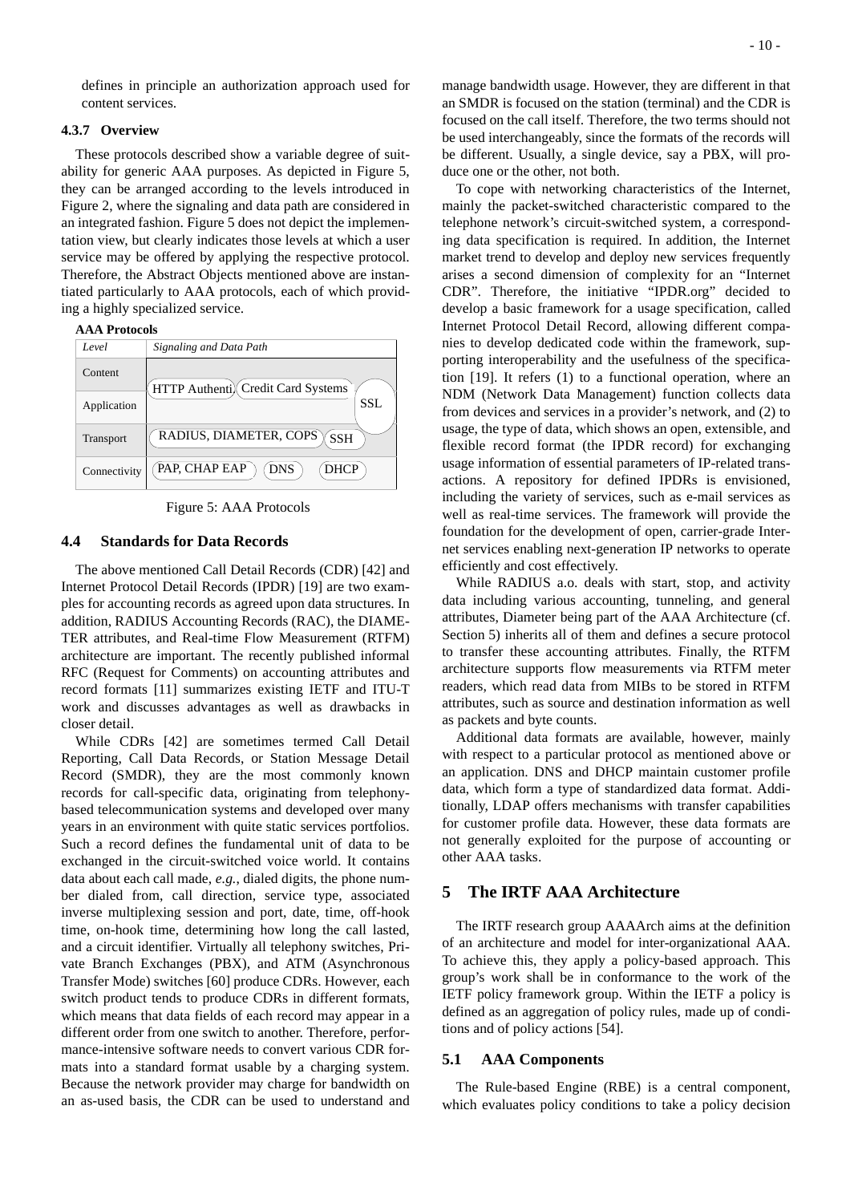defines in principle an authorization approach used for content services.

### 4.3.7 Overview

These protocols described show a variable degree of suitability for generic AAA purposes. As depicted in Figure 5, they can be arranged according to the levels introduced in Figure 2, where the signaling and data path are considered in an integrated fashion. Figure 5 does not depict the implementation view, but clearly indicates those levels at which a user service may be offered by applying the respective protocol. Therefore, the Abstract Objects mentioned above are instantiated particularly to AAA protocols, each of which providing a highly specialized service.

**AAA Protocols**

| *Level* | *Signaling and Data Path* |
|---|---|
| Content | HTTP Authenti, Credit Card Systems, SSL |
| Application | HTTP Authenti, Credit Card Systems, SSL |
| Transport | RADIUS, DIAMETER, COPS, SSH |
| Connectivity | PAP, CHAP EAP, DNS, DHCP |

Figure 5: AAA Protocols

## 4.4 Standards for Data Records

The above mentioned Call Detail Records (CDR) [42] and Internet Protocol Detail Records (IPDR) [19] are two examples for accounting records as agreed upon data structures. In addition, RADIUS Accounting Records (RAC), the DIAMETER attributes, and Real-time Flow Measurement (RTFM) architecture are important. The recently published informal RFC (Request for Comments) on accounting attributes and record formats [11] summarizes existing IETF and ITU-T work and discusses advantages as well as drawbacks in closer detail.

While CDRs [42] are sometimes termed Call Detail Reporting, Call Data Records, or Station Message Detail Record (SMDR), they are the most commonly known records for call-specific data, originating from telephony-based telecommunication systems and developed over many years in an environment with quite static services portfolios. Such a record defines the fundamental unit of data to be exchanged in the circuit-switched voice world. It contains data about each call made, *e.g.*, dialed digits, the phone number dialed from, call direction, service type, associated inverse multiplexing session and port, date, time, off-hook time, on-hook time, determining how long the call lasted, and a circuit identifier. Virtually all telephony switches, Private Branch Exchanges (PBX), and ATM (Asynchronous Transfer Mode) switches [60] produce CDRs. However, each switch product tends to produce CDRs in different formats, which means that data fields of each record may appear in a different order from one switch to another. Therefore, performance-intensive software needs to convert various CDR formats into a standard format usable by a charging system. Because the network provider may charge for bandwidth on an as-used basis, the CDR can be used to understand and manage bandwidth usage. However, they are different in that an SMDR is focused on the station (terminal) and the CDR is focused on the call itself. Therefore, the two terms should not be used interchangeably, since the formats of the records will be different. Usually, a single device, say a PBX, will produce one or the other, not both.

To cope with networking characteristics of the Internet, mainly the packet-switched characteristic compared to the telephone network's circuit-switched system, a corresponding data specification is required. In addition, the Internet market trend to develop and deploy new services frequently arises a second dimension of complexity for an "Internet CDR". Therefore, the initiative "IPDR.org" decided to develop a basic framework for a usage specification, called Internet Protocol Detail Record, allowing different companies to develop dedicated code within the framework, supporting interoperability and the usefulness of the specification [19]. It refers (1) to a functional operation, where an NDM (Network Data Management) function collects data from devices and services in a provider's network, and (2) to usage, the type of data, which shows an open, extensible, and flexible record format (the IPDR record) for exchanging usage information of essential parameters of IP-related transactions. A repository for defined IPDRs is envisioned, including the variety of services, such as e-mail services as well as real-time services. The framework will provide the foundation for the development of open, carrier-grade Internet services enabling next-generation IP networks to operate efficiently and cost effectively.

While RADIUS a.o. deals with start, stop, and activity data including various accounting, tunneling, and general attributes, Diameter being part of the AAA Architecture (cf. Section 5) inherits all of them and defines a secure protocol to transfer these accounting attributes. Finally, the RTFM architecture supports flow measurements via RTFM meter readers, which read data from MIBs to be stored in RTFM attributes, such as source and destination information as well as packets and byte counts.

Additional data formats are available, however, mainly with respect to a particular protocol as mentioned above or an application. DNS and DHCP maintain customer profile data, which form a type of standardized data format. Additionally, LDAP offers mechanisms with transfer capabilities for customer profile data. However, these data formats are not generally exploited for the purpose of accounting or other AAA tasks.

# 5 The IRTF AAA Architecture

The IRTF research group AAAArch aims at the definition of an architecture and model for inter-organizational AAA. To achieve this, they apply a policy-based approach. This group's work shall be in conformance to the work of the IETF policy framework group. Within the IETF a policy is defined as an aggregation of policy rules, made up of conditions and of policy actions [54].

## 5.1 AAA Components

The Rule-based Engine (RBE) is a central component, which evaluates policy conditions to take a policy decision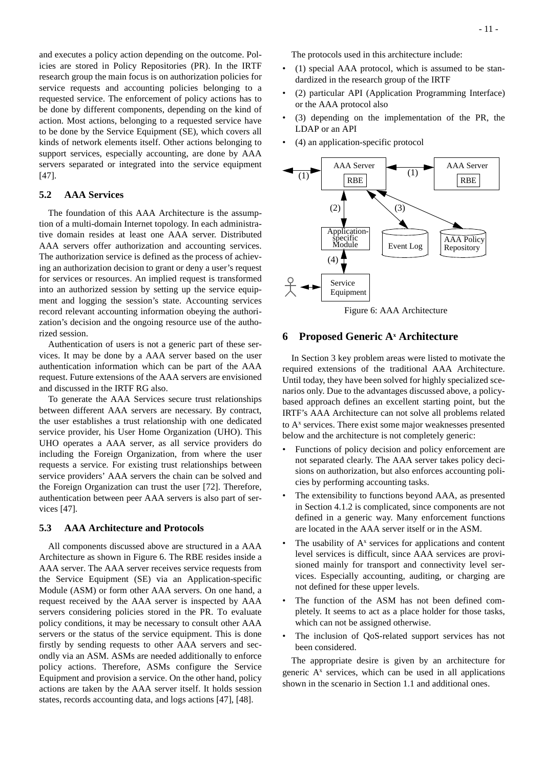and executes a policy action depending on the outcome. Policies are stored in Policy Repositories (PR). In the IRTF research group the main focus is on authorization policies for service requests and accounting policies belonging to a requested service. The enforcement of policy actions has to be done by different components, depending on the kind of action. Most actions, belonging to a requested service have to be done by the Service Equipment (SE), which covers all kinds of network elements itself. Other actions belonging to support services, especially accounting, are done by AAA servers separated or integrated into the service equipment [47].

## 5.2 AAA Services

The foundation of this AAA Architecture is the assumption of a multi-domain Internet topology. In each administrative domain resides at least one AAA server. Distributed AAA servers offer authorization and accounting services. The authorization service is defined as the process of achieving an authorization decision to grant or deny a user's request for services or resources. An implied request is transformed into an authorized session by setting up the service equipment and logging the session's state. Accounting services record relevant accounting information obeying the authorization's decision and the ongoing resource use of the authorized session.

Authentication of users is not a generic part of these services. It may be done by a AAA server based on the user authentication information which can be part of the AAA request. Future extensions of the AAA servers are envisioned and discussed in the IRTF RG also.

To generate the AAA Services secure trust relationships between different AAA servers are necessary. By contract, the user establishes a trust relationship with one dedicated service provider, his User Home Organization (UHO). This UHO operates a AAA server, as all service providers do including the Foreign Organization, from where the user requests a service. For existing trust relationships between service providers' AAA servers the chain can be solved and the Foreign Organization can trust the user [72]. Therefore, authentication between peer AAA servers is also part of services [47].

## 5.3 AAA Architecture and Protocols

All components discussed above are structured in a AAA Architecture as shown in Figure 6. The RBE resides inside a AAA server. The AAA server receives service requests from the Service Equipment (SE) via an Application-specific Module (ASM) or form other AAA servers. On one hand, a request received by the AAA server is inspected by AAA servers considering policies stored in the PR. To evaluate policy conditions, it may be necessary to consult other AAA servers or the status of the service equipment. This is done firstly by sending requests to other AAA servers and secondly via an ASM. ASMs are needed additionally to enforce policy actions. Therefore, ASMs configure the Service Equipment and provision a service. On the other hand, policy actions are taken by the AAA server itself. It holds session states, records accounting data, and logs actions [47], [48].

The protocols used in this architecture include:

- (1) special AAA protocol, which is assumed to be standardized in the research group of the IRTF
- (2) particular API (Application Programming Interface) or the AAA protocol also
- (3) depending on the implementation of the PR, the LDAP or an API
- (4) an application-specific protocol

Figure 6: AAA Architecture

# 6 Proposed Generic $A^x$ Architecture

In Section 3 key problem areas were listed to motivate the required extensions of the traditional AAA Architecture. Until today, they have been solved for highly specialized scenarios only. Due to the advantages discussed above, a policy-based approach defines an excellent starting point, but the IRTF's AAA Architecture can not solve all problems related to $A^x$ services. There exist some major weaknesses presented below and the architecture is not completely generic:

- Functions of policy decision and policy enforcement are not separated clearly. The AAA server takes policy decisions on authorization, but also enforces accounting policies by performing accounting tasks.
- The extensibility to functions beyond AAA, as presented in Section 4.1.2 is complicated, since components are not defined in a generic way. Many enforcement functions are located in the AAA server itself or in the ASM.
- The usability of $A^x$ services for applications and content level services is difficult, since AAA services are provisioned mainly for transport and connectivity level services. Especially accounting, auditing, or charging are not defined for these upper levels.
- The function of the ASM has not been defined completely. It seems to act as a place holder for those tasks, which can not be assigned otherwise.
- The inclusion of QoS-related support services has not been considered.

The appropriate desire is given by an architecture for generic $A^x$ services, which can be used in all applications shown in the scenario in Section 1.1 and additional ones.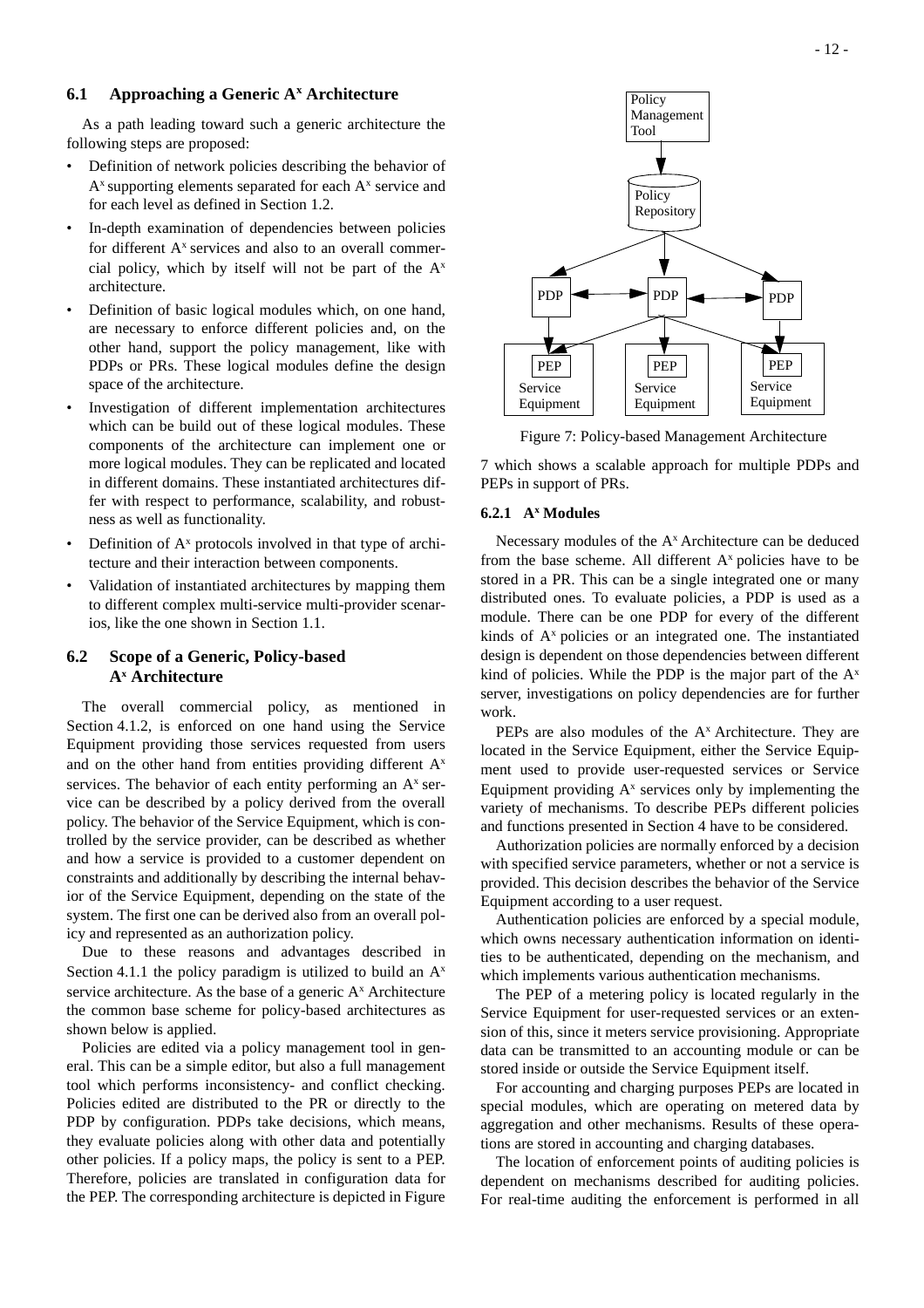## 6.1 Approaching a Generic $A^x$ Architecture

As a path leading toward such a generic architecture the following steps are proposed:

- Definition of network policies describing the behavior of $A^x$ supporting elements separated for each $A^x$ service and for each level as defined in Section 1.2.
- In-depth examination of dependencies between policies for different $A^x$ services and also to an overall commercial policy, which by itself will not be part of the $A^x$ architecture.
- Definition of basic logical modules which, on one hand, are necessary to enforce different policies and, on the other hand, support the policy management, like with PDPs or PRs. These logical modules define the design space of the architecture.
- Investigation of different implementation architectures which can be build out of these logical modules. These components of the architecture can implement one or more logical modules. They can be replicated and located in different domains. These instantiated architectures differ with respect to performance, scalability, and robustness as well as functionality.
- Definition of $A^x$ protocols involved in that type of architecture and their interaction between components.
- Validation of instantiated architectures by mapping them to different complex multi-service multi-provider scenarios, like the one shown in Section 1.1.

## 6.2 Scope of a Generic, Policy-based $A^x$ Architecture

The overall commercial policy, as mentioned in Section 4.1.2, is enforced on one hand using the Service Equipment providing those services requested from users and on the other hand from entities providing different $A^x$ services. The behavior of each entity performing an $A^x$ service can be described by a policy derived from the overall policy. The behavior of the Service Equipment, which is controlled by the service provider, can be described as whether and how a service is provided to a customer dependent on constraints and additionally by describing the internal behavior of the Service Equipment, depending on the state of the system. The first one can be derived also from an overall policy and represented as an authorization policy.

Due to these reasons and advantages described in Section 4.1.1 the policy paradigm is utilized to build an $A^x$ service architecture. As the base of a generic $A^x$ Architecture the common base scheme for policy-based architectures as shown below is applied.

Policies are edited via a policy management tool in general. This can be a simple editor, but also a full management tool which performs inconsistency- and conflict checking. Policies edited are distributed to the PR or directly to the PDP by configuration. PDPs take decisions, which means, they evaluate policies along with other data and potentially other policies. If a policy maps, the policy is sent to a PEP. Therefore, policies are translated in configuration data for the PEP. The corresponding architecture is depicted in Figure 7 which shows a scalable approach for multiple PDPs and PEPs in support of PRs.

Policy Management Tool → Policy Repository → PDP / PDP / PDP → PEP Service Equipment / PEP Service Equipment / PEP Service Equipment

Figure 7: Policy-based Management Architecture

### 6.2.1 $A^x$ Modules

Necessary modules of the $A^x$ Architecture can be deduced from the base scheme. All different $A^x$ policies have to be stored in a PR. This can be a single integrated one or many distributed ones. To evaluate policies, a PDP is used as a module. There can be one PDP for every of the different kinds of $A^x$ policies or an integrated one. The instantiated design is dependent on those dependencies between different kind of policies. While the PDP is the major part of the $A^x$ server, investigations on policy dependencies are for further work.

PEPs are also modules of the $A^x$ Architecture. They are located in the Service Equipment, either the Service Equipment used to provide user-requested services or Service Equipment providing $A^x$ services only by implementing the variety of mechanisms. To describe PEPs different policies and functions presented in Section 4 have to be considered.

Authorization policies are normally enforced by a decision with specified service parameters, whether or not a service is provided. This decision describes the behavior of the Service Equipment according to a user request.

Authentication policies are enforced by a special module, which owns necessary authentication information on identities to be authenticated, depending on the mechanism, and which implements various authentication mechanisms.

The PEP of a metering policy is located regularly in the Service Equipment for user-requested services or an extension of this, since it meters service provisioning. Appropriate data can be transmitted to an accounting module or can be stored inside or outside the Service Equipment itself.

For accounting and charging purposes PEPs are located in special modules, which are operating on metered data by aggregation and other mechanisms. Results of these operations are stored in accounting and charging databases.

The location of enforcement points of auditing policies is dependent on mechanisms described for auditing policies. For real-time auditing the enforcement is performed in all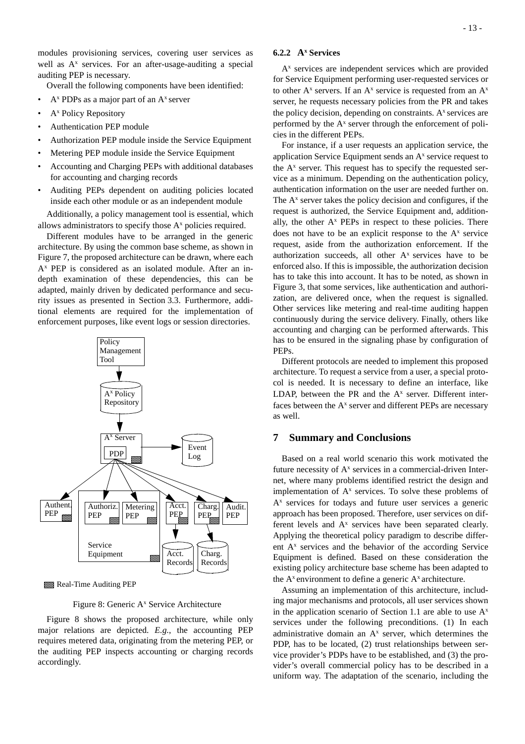modules provisioning services, covering user services as well as $A^x$ services. For an after-usage-auditing a special auditing PEP is necessary.

Overall the following components have been identified:

- $A^x$ PDPs as a major part of an $A^x$ server
- $A^x$ Policy Repository
- Authentication PEP module
- Authorization PEP module inside the Service Equipment
- Metering PEP module inside the Service Equipment
- Accounting and Charging PEPs with additional databases for accounting and charging records
- Auditing PEPs dependent on auditing policies located inside each other module or as an independent module

Additionally, a policy management tool is essential, which allows administrators to specify those $A^x$ policies required.

Different modules have to be arranged in the generic architecture. By using the common base scheme, as shown in Figure 7, the proposed architecture can be drawn, where each $A^x$ PEP is considered as an isolated module. After an in-depth examination of these dependencies, this can be adapted, mainly driven by dedicated performance and security issues as presented in Section 3.3. Furthermore, additional elements are required for the implementation of enforcement purposes, like event logs or session directories.

Figure 8: Generic $A^x$ Service Architecture

Figure 8 shows the proposed architecture, while only major relations are depicted. *E.g.*, the accounting PEP requires metered data, originating from the metering PEP, or the auditing PEP inspects accounting or charging records accordingly.

### 6.2.2 $A^x$ Services

$A^x$ services are independent services which are provided for Service Equipment performing user-requested services or to other $A^x$ servers. If an $A^x$ service is requested from an $A^x$ server, he requests necessary policies from the PR and takes the policy decision, depending on constraints. $A^x$ services are performed by the $A^x$ server through the enforcement of policies in the different PEPs.

For instance, if a user requests an application service, the application Service Equipment sends an $A^x$ service request to the $A^x$ server. This request has to specify the requested service as a minimum. Depending on the authentication policy, authentication information on the user are needed further on. The $A^x$ server takes the policy decision and configures, if the request is authorized, the Service Equipment and, additionally, the other $A^x$ PEPs in respect to these policies. There does not have to be an explicit response to the $A^x$ service request, aside from the authorization enforcement. If the authorization succeeds, all other $A^x$ services have to be enforced also. If this is impossible, the authorization decision has to take this into account. It has to be noted, as shown in Figure 3, that some services, like authentication and authorization, are delivered once, when the request is signalled. Other services like metering and real-time auditing happen continuously during the service delivery. Finally, others like accounting and charging can be performed afterwards. This has to be ensured in the signaling phase by configuration of PEPs.

Different protocols are needed to implement this proposed architecture. To request a service from a user, a special protocol is needed. It is necessary to define an interface, like LDAP, between the PR and the $A^x$ server. Different interfaces between the $A^x$ server and different PEPs are necessary as well.

## 7 Summary and Conclusions

Based on a real world scenario this work motivated the future necessity of $A^x$ services in a commercial-driven Internet, where many problems identified restrict the design and implementation of $A^x$ services. To solve these problems of $A^x$ services for todays and future user services a generic approach has been proposed. Therefore, user services on different levels and $A^x$ services have been separated clearly. Applying the theoretical policy paradigm to describe different $A^x$ services and the behavior of the according Service Equipment is defined. Based on these consideration the existing policy architecture base scheme has been adapted to the $A^x$ environment to define a generic $A^x$ architecture.

Assuming an implementation of this architecture, including major mechanisms and protocols, all user services shown in the application scenario of Section 1.1 are able to use $A^x$ services under the following preconditions. (1) In each administrative domain an $A^x$ server, which determines the PDP, has to be located, (2) trust relationships between service provider's PDPs have to be established, and (3) the provider's overall commercial policy has to be described in a uniform way. The adaptation of the scenario, including the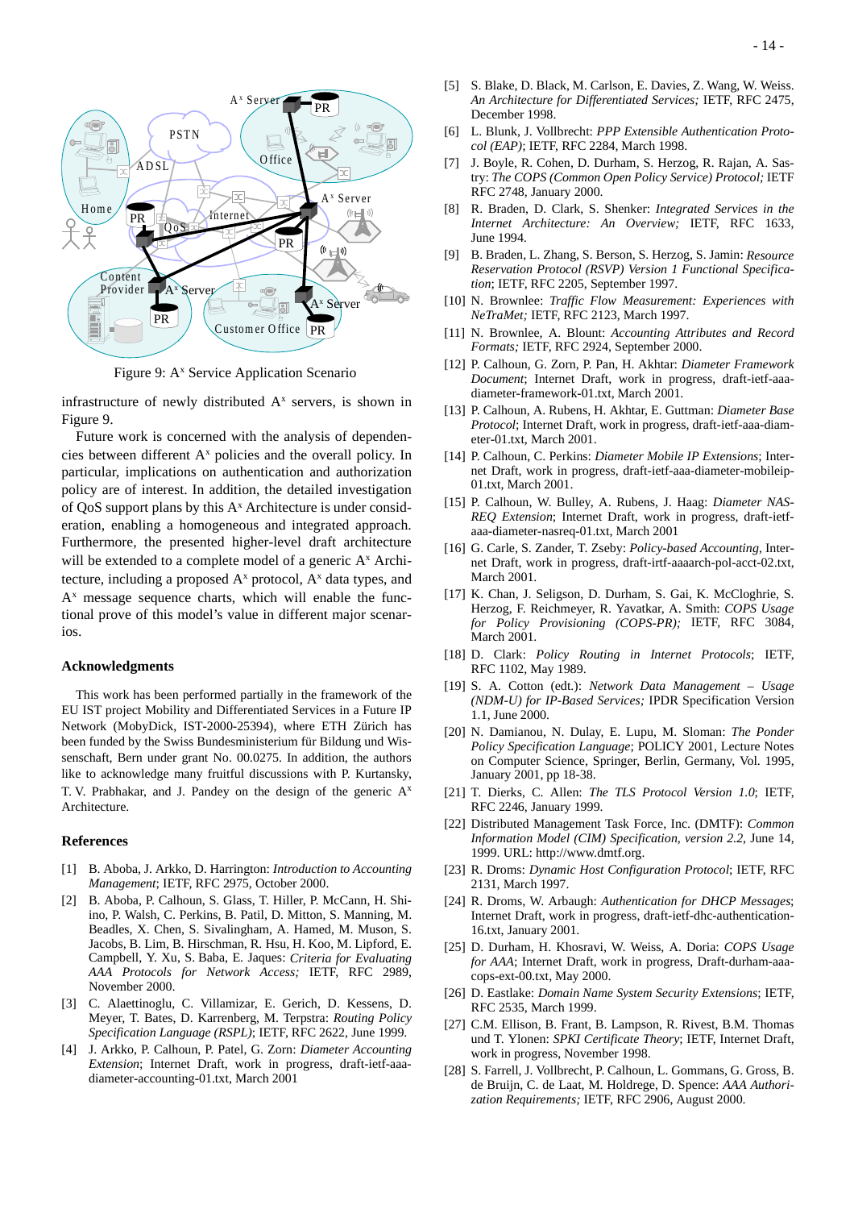Figure 9: $A^x$ Service Application Scenario

infrastructure of newly distributed $A^x$ servers, is shown in Figure 9.

Future work is concerned with the analysis of dependencies between different $A^x$ policies and the overall policy. In particular, implications on authentication and authorization policy are of interest. In addition, the detailed investigation of QoS support plans by this $A^x$ Architecture is under consideration, enabling a homogeneous and integrated approach. Furthermore, the presented higher-level draft architecture will be extended to a complete model of a generic $A^x$ Architecture, including a proposed $A^x$ protocol, $A^x$ data types, and $A^x$ message sequence charts, which will enable the functional prove of this model's value in different major scenarios.

## Acknowledgments

This work has been performed partially in the framework of the EU IST project Mobility and Differentiated Services in a Future IP Network (MobyDick, IST-2000-25394), where ETH Zürich has been funded by the Swiss Bundesministerium für Bildung und Wissenschaft, Bern under grant No. 00.0275. In addition, the authors like to acknowledge many fruitful discussions with P. Kurtansky, T. V. Prabhakar, and J. Pandey on the design of the generic $A^x$ Architecture.

## References

[1] B. Aboba, J. Arkko, D. Harrington: *Introduction to Accounting Management*; IETF, RFC 2975, October 2000.

[2] B. Aboba, P. Calhoun, S. Glass, T. Hiller, P. McCann, H. Shiino, P. Walsh, C. Perkins, B. Patil, D. Mitton, S. Manning, M. Beadles, X. Chen, S. Sivalingham, A. Hamed, M. Muson, S. Jacobs, B. Lim, B. Hirschman, R. Hsu, H. Koo, M. Lipford, E. Campbell, Y. Xu, S. Baba, E. Jaques: *Criteria for Evaluating AAA Protocols for Network Access;* IETF, RFC 2989, November 2000.

[3] C. Alaettinoglu, C. Villamizar, E. Gerich, D. Kessens, D. Meyer, T. Bates, D. Karrenberg, M. Terpstra: *Routing Policy Specification Language (RSPL)*; IETF, RFC 2622, June 1999.

[4] J. Arkko, P. Calhoun, P. Patel, G. Zorn: *Diameter Accounting Extension*; Internet Draft, work in progress, draft-ietf-aaa-diameter-accounting-01.txt, March 2001

[5] S. Blake, D. Black, M. Carlson, E. Davies, Z. Wang, W. Weiss. *An Architecture for Differentiated Services;* IETF, RFC 2475, December 1998.

[6] L. Blunk, J. Vollbrecht: *PPP Extensible Authentication Protocol (EAP)*; IETF, RFC 2284, March 1998.

[7] J. Boyle, R. Cohen, D. Durham, S. Herzog, R. Rajan, A. Sastry: *The COPS (Common Open Policy Service) Protocol;* IETF RFC 2748, January 2000.

[8] R. Braden, D. Clark, S. Shenker: *Integrated Services in the Internet Architecture: An Overview;* IETF, RFC 1633, June 1994.

[9] B. Braden, L. Zhang, S. Berson, S. Herzog, S. Jamin: *Resource Reservation Protocol (RSVP) Version 1 Functional Specification*; IETF, RFC 2205, September 1997.

[10] N. Brownlee: *Traffic Flow Measurement: Experiences with NeTraMet;* IETF, RFC 2123, March 1997.

[11] N. Brownlee, A. Blount: *Accounting Attributes and Record Formats;* IETF, RFC 2924, September 2000.

[12] P. Calhoun, G. Zorn, P. Pan, H. Akhtar: *Diameter Framework Document*; Internet Draft, work in progress, draft-ietf-aaa-diameter-framework-01.txt, March 2001.

[13] P. Calhoun, A. Rubens, H. Akhtar, E. Guttman: *Diameter Base Protocol*; Internet Draft, work in progress, draft-ietf-aaa-diameter-01.txt, March 2001.

[14] P. Calhoun, C. Perkins: *Diameter Mobile IP Extensions*; Internet Draft, work in progress, draft-ietf-aaa-diameter-mobileip-01.txt, March 2001.

[15] P. Calhoun, W. Bulley, A. Rubens, J. Haag: *Diameter NASREQ Extension*; Internet Draft, work in progress, draft-ietf-aaa-diameter-nasreq-01.txt, March 2001

[16] G. Carle, S. Zander, T. Zseby: *Policy-based Accounting*, Internet Draft, work in progress, draft-irtf-aaaarch-pol-acct-02.txt, March 2001.

[17] K. Chan, J. Seligson, D. Durham, S. Gai, K. McCloghrie, S. Herzog, F. Reichmeyer, R. Yavatkar, A. Smith: *COPS Usage for Policy Provisioning (COPS-PR);* IETF, RFC 3084, March 2001.

[18] D. Clark: *Policy Routing in Internet Protocols*; IETF, RFC 1102, May 1989.

[19] S. A. Cotton (edt.): *Network Data Management – Usage (NDM-U) for IP-Based Services;* IPDR Specification Version 1.1, June 2000.

[20] N. Damianou, N. Dulay, E. Lupu, M. Sloman: *The Ponder Policy Specification Language*; POLICY 2001, Lecture Notes on Computer Science, Springer, Berlin, Germany, Vol. 1995, January 2001, pp 18-38.

[21] T. Dierks, C. Allen: *The TLS Protocol Version 1.0*; IETF, RFC 2246, January 1999.

[22] Distributed Management Task Force, Inc. (DMTF): *Common Information Model (CIM) Specification, version 2.2*, June 14, 1999. URL: http://www.dmtf.org.

[23] R. Droms: *Dynamic Host Configuration Protocol*; IETF, RFC 2131, March 1997.

[24] R. Droms, W. Arbaugh: *Authentication for DHCP Messages*; Internet Draft, work in progress, draft-ietf-dhc-authentication-16.txt, January 2001.

[25] D. Durham, H. Khosravi, W. Weiss, A. Doria: *COPS Usage for AAA*; Internet Draft, work in progress, Draft-durham-aaa-cops-ext-00.txt, May 2000.

[26] D. Eastlake: *Domain Name System Security Extensions*; IETF, RFC 2535, March 1999.

[27] C.M. Ellison, B. Frant, B. Lampson, R. Rivest, B.M. Thomas und T. Ylonen: *SPKI Certificate Theory*; IETF, Internet Draft, work in progress, November 1998.

[28] S. Farrell, J. Vollbrecht, P. Calhoun, L. Gommans, G. Gross, B. de Bruijn, C. de Laat, M. Holdrege, D. Spence: *AAA Authorization Requirements;* IETF, RFC 2906, August 2000.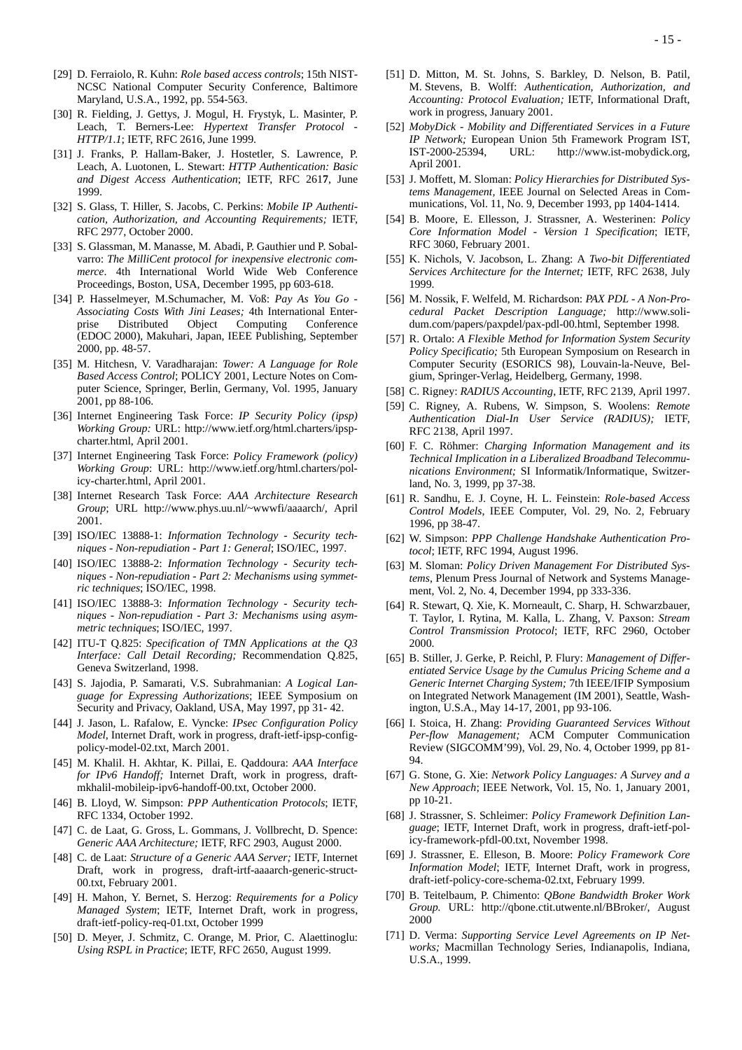[29] D. Ferraiolo, R. Kuhn: *Role based access controls*; 15th NIST-NCSC National Computer Security Conference, Baltimore Maryland, U.S.A., 1992, pp. 554-563.

[30] R. Fielding, J. Gettys, J. Mogul, H. Frystyk, L. Masinter, P. Leach, T. Berners-Lee: *Hypertext Transfer Protocol - HTTP/1.1*; IETF, RFC 2616, June 1999.

[31] J. Franks, P. Hallam-Baker, J. Hostetler, S. Lawrence, P. Leach, A. Luotonen, L. Stewart: *HTTP Authentication: Basic and Digest Access Authentication*; IETF, RFC 2617, June 1999.

[32] S. Glass, T. Hiller, S. Jacobs, C. Perkins: *Mobile IP Authentication, Authorization, and Accounting Requirements;* IETF, RFC 2977, October 2000.

[33] S. Glassman, M. Manasse, M. Abadi, P. Gauthier und P. Sobalvarro: *The MilliCent protocol for inexpensive electronic commerce*. 4th International World Wide Web Conference Proceedings, Boston, USA, December 1995, pp 603-618.

[34] P. Hasselmeyer, M.Schumacher, M. Voß: *Pay As You Go - Associating Costs With Jini Leases;* 4th International Enterprise Distributed Object Computing Conference (EDOC 2000), Makuhari, Japan, IEEE Publishing, September 2000, pp. 48-57.

[35] M. Hitchesn, V. Varadharajan: *Tower: A Language for Role Based Access Control*; POLICY 2001, Lecture Notes on Computer Science, Springer, Berlin, Germany, Vol. 1995, January 2001, pp 88-106.

[36] Internet Engineering Task Force: *IP Security Policy (ipsp) Working Group:* URL: http://www.ietf.org/html.charters/ipsp-charter.html, April 2001.

[37] Internet Engineering Task Force: *Policy Framework (policy) Working Group*: URL: http://www.ietf.org/html.charters/policy-charter.html, April 2001.

[38] Internet Research Task Force: *AAA Architecture Research Group*; URL http://www.phys.uu.nl/~wwwfi/aaaarch/, April 2001.

[39] ISO/IEC 13888-1: *Information Technology - Security techniques - Non-repudiation - Part 1: General*; ISO/IEC, 1997.

[40] ISO/IEC 13888-2: *Information Technology - Security techniques - Non-repudiation - Part 2: Mechanisms using symmetric techniques*; ISO/IEC, 1998.

[41] ISO/IEC 13888-3: *Information Technology - Security techniques - Non-repudiation - Part 3: Mechanisms using asymmetric techniques*; ISO/IEC, 1997.

[42] ITU-T Q.825: *Specification of TMN Applications at the Q3 Interface: Call Detail Recording;* Recommendation Q.825, Geneva Switzerland, 1998.

[43] S. Jajodia, P. Samarati, V.S. Subrahmanian: *A Logical Language for Expressing Authorizations*; IEEE Symposium on Security and Privacy, Oakland, USA, May 1997, pp 31- 42.

[44] J. Jason, L. Rafalow, E. Vyncke: *IPsec Configuration Policy Model,* Internet Draft, work in progress, draft-ietf-ipsp-config-policy-model-02.txt, March 2001.

[45] M. Khalil. H. Akhtar, K. Pillai, E. Qaddoura: *AAA Interface for IPv6 Handoff;* Internet Draft, work in progress, draft-mkhalil-mobileip-ipv6-handoff-00.txt, October 2000.

[46] B. Lloyd, W. Simpson: *PPP Authentication Protocols*; IETF, RFC 1334, October 1992.

[47] C. de Laat, G. Gross, L. Gommans, J. Vollbrecht, D. Spence: *Generic AAA Architecture;* IETF, RFC 2903, August 2000.

[48] C. de Laat: *Structure of a Generic AAA Server;* IETF, Internet Draft, work in progress, draft-irtf-aaaarch-generic-struct-00.txt, February 2001.

[49] H. Mahon, Y. Bernet, S. Herzog: *Requirements for a Policy Managed System*; IETF, Internet Draft, work in progress, draft-ietf-policy-req-01.txt, October 1999

[50] D. Meyer, J. Schmitz, C. Orange, M. Prior, C. Alaettinoglu: *Using RSPL in Practice*; IETF, RFC 2650, August 1999.

[51] D. Mitton, M. St. Johns, S. Barkley, D. Nelson, B. Patil, M. Stevens, B. Wolff: *Authentication, Authorization, and Accounting: Protocol Evaluation;* IETF, Informational Draft, work in progress, January 2001.

[52] *MobyDick - Mobility and Differentiated Services in a Future IP Network;* European Union 5th Framework Program IST, IST-2000-25394, URL: http://www.ist-mobydick.org, April 2001.

[53] J. Moffett, M. Sloman: *Policy Hierarchies for Distributed Systems Management,* IEEE Journal on Selected Areas in Communications, Vol. 11, No. 9, December 1993, pp 1404-1414.

[54] B. Moore, E. Ellesson, J. Strassner, A. Westerinen: *Policy Core Information Model - Version 1 Specification*; IETF, RFC 3060, February 2001.

[55] K. Nichols, V. Jacobson, L. Zhang: A *Two-bit Differentiated Services Architecture for the Internet;* IETF, RFC 2638, July 1999.

[56] M. Nossik, F. Welfeld, M. Richardson: *PAX PDL - A Non-Procedural Packet Description Language;* http://www.solidum.com/papers/paxpdel/pax-pdl-00.html, September 1998.

[57] R. Ortalo: *A Flexible Method for Information System Security Policy Specificatio;* 5th European Symposium on Research in Computer Security (ESORICS 98), Louvain-la-Neuve, Belgium, Springer-Verlag, Heidelberg, Germany, 1998.

[58] C. Rigney: *RADIUS Accounting*, IETF, RFC 2139, April 1997.

[59] C. Rigney, A. Rubens, W. Simpson, S. Woolens: *Remote Authentication Dial-In User Service (RADIUS);* IETF, RFC 2138, April 1997.

[60] F. C. Röhmer: *Charging Information Management and its Technical Implication in a Liberalized Broadband Telecommunications Environment;* SI Informatik/Informatique, Switzerland, No. 3, 1999, pp 37-38.

[61] R. Sandhu, E. J. Coyne, H. L. Feinstein: *Role-based Access Control Models*, IEEE Computer, Vol. 29, No. 2, February 1996, pp 38-47.

[62] W. Simpson: *PPP Challenge Handshake Authentication Protocol*; IETF, RFC 1994, August 1996.

[63] M. Sloman: *Policy Driven Management For Distributed Systems*, Plenum Press Journal of Network and Systems Management, Vol. 2, No. 4, December 1994, pp 333-336.

[64] R. Stewart, Q. Xie, K. Morneault, C. Sharp, H. Schwarzbauer, T. Taylor, I. Rytina, M. Kalla, L. Zhang, V. Paxson: *Stream Control Transmission Protocol*; IETF, RFC 2960, October 2000.

[65] B. Stiller, J. Gerke, P. Reichl, P. Flury: *Management of Differentiated Service Usage by the Cumulus Pricing Scheme and a Generic Internet Charging System;* 7th IEEE/IFIP Symposium on Integrated Network Management (IM 2001), Seattle, Washington, U.S.A., May 14-17, 2001, pp 93-106.

[66] I. Stoica, H. Zhang: *Providing Guaranteed Services Without Per-flow Management;* ACM Computer Communication Review (SIGCOMM'99), Vol. 29, No. 4, October 1999, pp 81-94.

[67] G. Stone, G. Xie: *Network Policy Languages: A Survey and a New Approach*; IEEE Network, Vol. 15, No. 1, January 2001, pp 10-21.

[68] J. Strassner, S. Schleimer: *Policy Framework Definition Language*; IETF, Internet Draft, work in progress, draft-ietf-policy-framework-pfdl-00.txt, November 1998.

[69] J. Strassner, E. Elleson, B. Moore: *Policy Framework Core Information Model*; IETF, Internet Draft, work in progress, draft-ietf-policy-core-schema-02.txt, February 1999.

[70] B. Teitelbaum, P. Chimento: *QBone Bandwidth Broker Work Group.* URL: http://qbone.ctit.utwente.nl/BBroker/, August 2000

[71] D. Verma: *Supporting Service Level Agreements on IP Networks;* Macmillan Technology Series, Indianapolis, Indiana, U.S.A., 1999.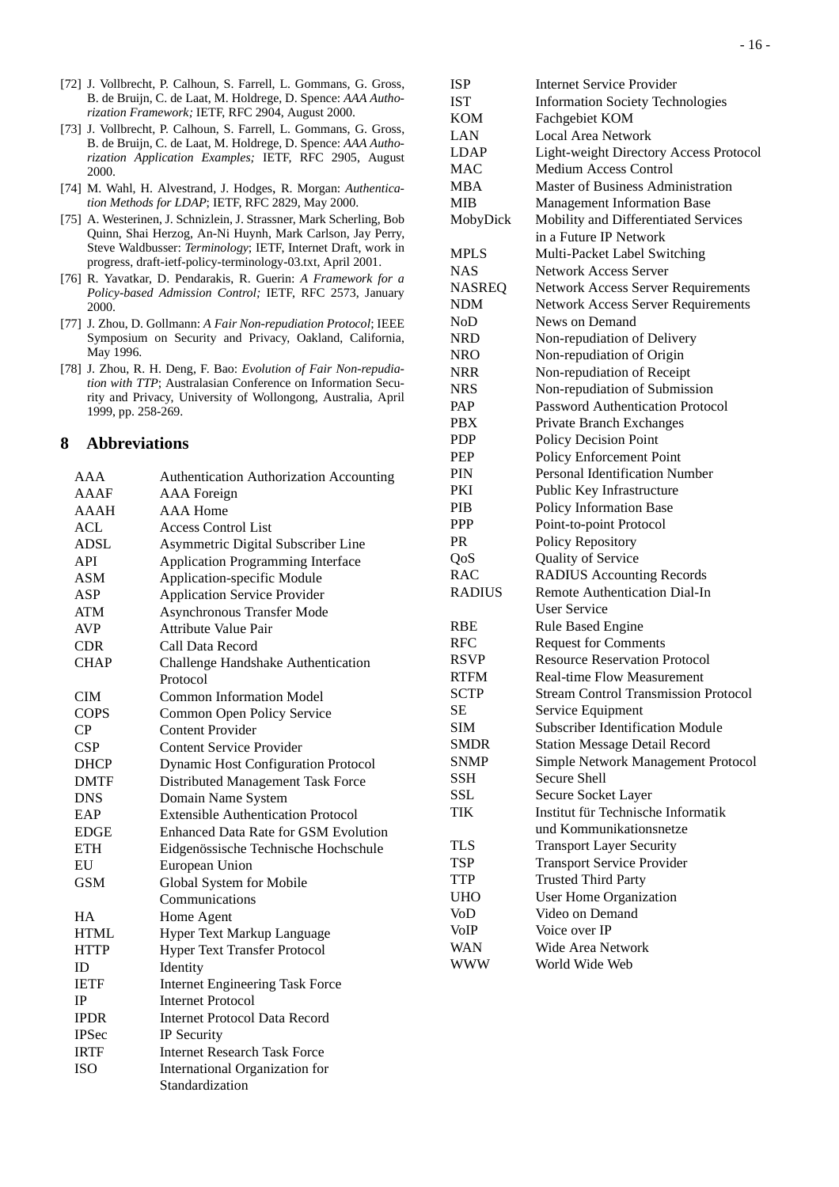[72] J. Vollbrecht, P. Calhoun, S. Farrell, L. Gommans, G. Gross, B. de Bruijn, C. de Laat, M. Holdrege, D. Spence: *AAA Authorization Framework;* IETF, RFC 2904, August 2000.

[73] J. Vollbrecht, P. Calhoun, S. Farrell, L. Gommans, G. Gross, B. de Bruijn, C. de Laat, M. Holdrege, D. Spence: *AAA Authorization Application Examples;* IETF, RFC 2905, August 2000.

[74] M. Wahl, H. Alvestrand, J. Hodges, R. Morgan: *Authentication Methods for LDAP*; IETF, RFC 2829, May 2000.

[75] A. Westerinen, J. Schnizlein, J. Strassner, Mark Scherling, Bob Quinn, Shai Herzog, An-Ni Huynh, Mark Carlson, Jay Perry, Steve Waldbusser: *Terminology*; IETF, Internet Draft, work in progress, draft-ietf-policy-terminology-03.txt, April 2001.

[76] R. Yavatkar, D. Pendarakis, R. Guerin: *A Framework for a Policy-based Admission Control;* IETF, RFC 2573, January 2000.

[77] J. Zhou, D. Gollmann: *A Fair Non-repudiation Protocol*; IEEE Symposium on Security and Privacy, Oakland, California, May 1996.

[78] J. Zhou, R. H. Deng, F. Bao: *Evolution of Fair Non-repudiation with TTP*; Australasian Conference on Information Security and Privacy, University of Wollongong, Australia, April 1999, pp. 258-269.

## 8 Abbreviations

| | |
|---|---|
| AAA | Authentication Authorization Accounting |
| AAAF | AAA Foreign |
| AAAH | AAA Home |
| ACL | Access Control List |
| ADSL | Asymmetric Digital Subscriber Line |
| API | Application Programming Interface |
| ASM | Application-specific Module |
| ASP | Application Service Provider |
| ATM | Asynchronous Transfer Mode |
| AVP | Attribute Value Pair |
| CDR | Call Data Record |
| CHAP | Challenge Handshake Authentication Protocol |
| CIM | Common Information Model |
| COPS | Common Open Policy Service |
| CP | Content Provider |
| CSP | Content Service Provider |
| DHCP | Dynamic Host Configuration Protocol |
| DMTF | Distributed Management Task Force |
| DNS | Domain Name System |
| EAP | Extensible Authentication Protocol |
| EDGE | Enhanced Data Rate for GSM Evolution |
| ETH | Eidgenössische Technische Hochschule |
| EU | European Union |
| GSM | Global System for Mobile Communications |
| HA | Home Agent |
| HTML | Hyper Text Markup Language |
| HTTP | Hyper Text Transfer Protocol |
| ID | Identity |
| IETF | Internet Engineering Task Force |
| IP | Internet Protocol |
| IPDR | Internet Protocol Data Record |
| IPSec | IP Security |
| IRTF | Internet Research Task Force |
| ISO | International Organization for Standardization |
| ISP | Internet Service Provider |
| IST | Information Society Technologies |
| KOM | Fachgebiet KOM |
| LAN | Local Area Network |
| LDAP | Light-weight Directory Access Protocol |
| MAC | Medium Access Control |
| MBA | Master of Business Administration |
| MIB | Management Information Base |
| MobyDick | Mobility and Differentiated Services in a Future IP Network |
| MPLS | Multi-Packet Label Switching |
| NAS | Network Access Server |
| NASREQ | Network Access Server Requirements |
| NDM | Network Access Server Requirements |
| NoD | News on Demand |
| NRD | Non-repudiation of Delivery |
| NRO | Non-repudiation of Origin |
| NRR | Non-repudiation of Receipt |
| NRS | Non-repudiation of Submission |
| PAP | Password Authentication Protocol |
| PBX | Private Branch Exchanges |
| PDP | Policy Decision Point |
| PEP | Policy Enforcement Point |
| PIN | Personal Identification Number |
| PKI | Public Key Infrastructure |
| PIB | Policy Information Base |
| PPP | Point-to-point Protocol |
| PR | Policy Repository |
| QoS | Quality of Service |
| RAC | RADIUS Accounting Records |
| RADIUS | Remote Authentication Dial-In User Service |
| RBE | Rule Based Engine |
| RFC | Request for Comments |
| RSVP | Resource Reservation Protocol |
| RTFM | Real-time Flow Measurement |
| SCTP | Stream Control Transmission Protocol |
| SE | Service Equipment |
| SIM | Subscriber Identification Module |
| SMDR | Station Message Detail Record |
| SNMP | Simple Network Management Protocol |
| SSH | Secure Shell |
| SSL | Secure Socket Layer |
| TIK | Institut für Technische Informatik und Kommunikationsnetze |
| TLS | Transport Layer Security |
| TSP | Transport Service Provider |
| TTP | Trusted Third Party |
| UHO | User Home Organization |
| VoD | Video on Demand |
| VoIP | Voice over IP |
| WAN | Wide Area Network |
| WWW | World Wide Web |